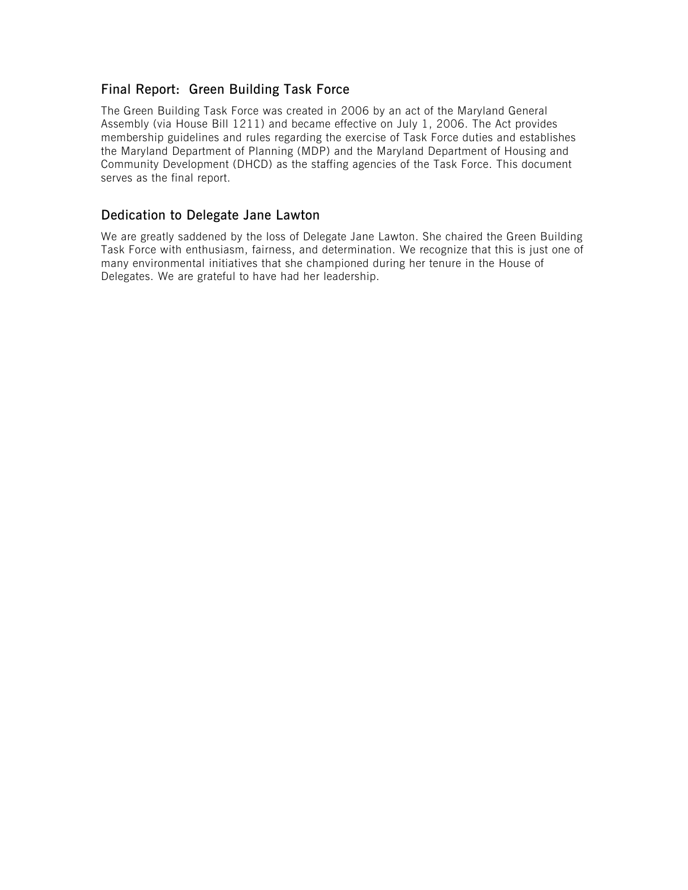## Final Report: Green Building Task Force

The Green Building Task Force was created in 2006 by an act of the Maryland General Assembly (via House Bill 1211) and became effective on July 1, 2006. The Act provides membership guidelines and rules regarding the exercise of Task Force duties and establishes the Maryland Department of Planning (MDP) and the Maryland Department of Housing and Community Development (DHCD) as the staffing agencies of the Task Force. This document serves as the final report.

## Dedication to Delegate Jane Lawton

We are greatly saddened by the loss of Delegate Jane Lawton. She chaired the Green Building Task Force with enthusiasm, fairness, and determination. We recognize that this is just one of many environmental initiatives that she championed during her tenure in the House of Delegates. We are grateful to have had her leadership.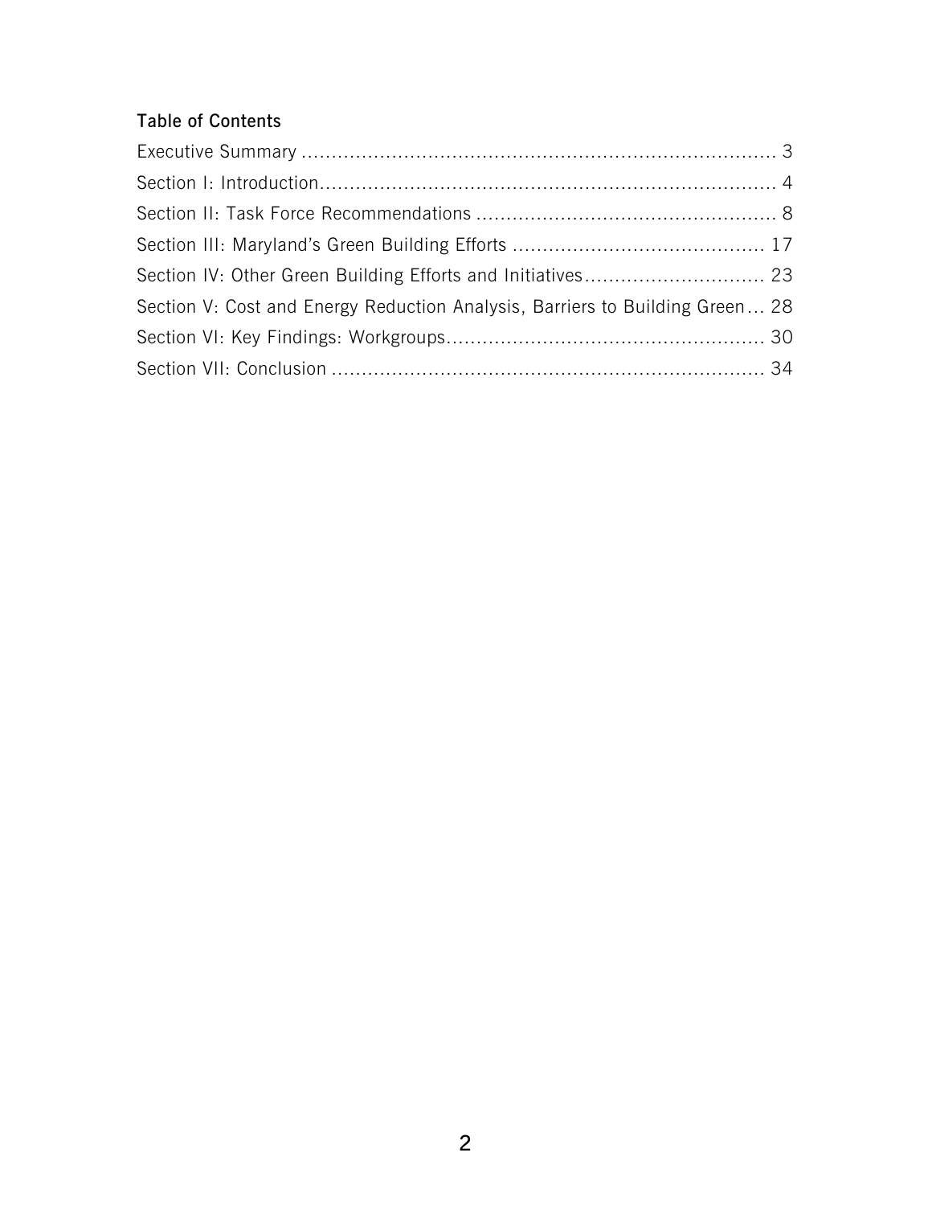**Table of Contents**

Executive Summary ............................................................................ 3
Section I: Introduction........................................................................ 4
Section II: Task Force Recommendations .............................................. 8
Section III: Maryland's Green Building Efforts ...................................... 17
Section IV: Other Green Building Efforts and Initiatives............................ 23
Section V: Cost and Energy Reduction Analysis, Barriers to Building Green... 28
Section VI: Key Findings: Workgroups.................................................. 30
Section VII: Conclusion ..................................................................... 34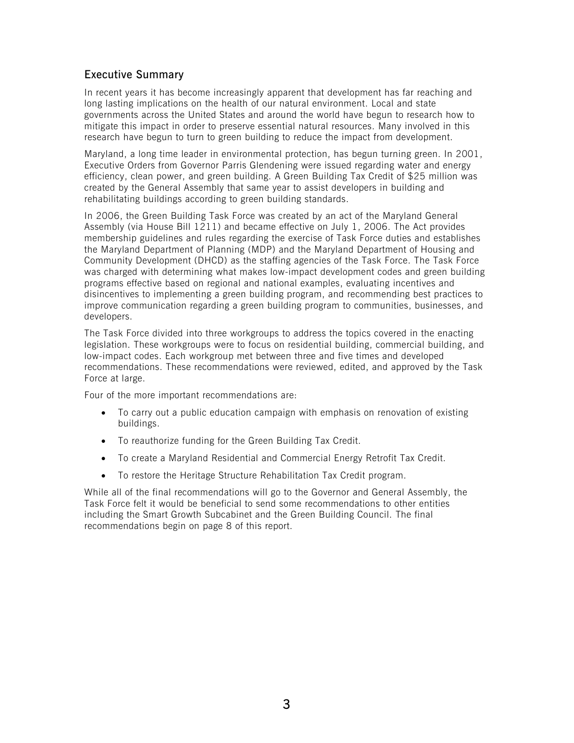## Executive Summary

In recent years it has become increasingly apparent that development has far reaching and long lasting implications on the health of our natural environment. Local and state governments across the United States and around the world have begun to research how to mitigate this impact in order to preserve essential natural resources. Many involved in this research have begun to turn to green building to reduce the impact from development.

Maryland, a long time leader in environmental protection, has begun turning green. In 2001, Executive Orders from Governor Parris Glendening were issued regarding water and energy efficiency, clean power, and green building. A Green Building Tax Credit of $25 million was created by the General Assembly that same year to assist developers in building and rehabilitating buildings according to green building standards.

In 2006, the Green Building Task Force was created by an act of the Maryland General Assembly (via House Bill 1211) and became effective on July 1, 2006. The Act provides membership guidelines and rules regarding the exercise of Task Force duties and establishes the Maryland Department of Planning (MDP) and the Maryland Department of Housing and Community Development (DHCD) as the staffing agencies of the Task Force. The Task Force was charged with determining what makes low-impact development codes and green building programs effective based on regional and national examples, evaluating incentives and disincentives to implementing a green building program, and recommending best practices to improve communication regarding a green building program to communities, businesses, and developers.

The Task Force divided into three workgroups to address the topics covered in the enacting legislation. These workgroups were to focus on residential building, commercial building, and low-impact codes. Each workgroup met between three and five times and developed recommendations. These recommendations were reviewed, edited, and approved by the Task Force at large.

Four of the more important recommendations are:

- To carry out a public education campaign with emphasis on renovation of existing buildings.
- To reauthorize funding for the Green Building Tax Credit.
- To create a Maryland Residential and Commercial Energy Retrofit Tax Credit.
- To restore the Heritage Structure Rehabilitation Tax Credit program.

While all of the final recommendations will go to the Governor and General Assembly, the Task Force felt it would be beneficial to send some recommendations to other entities including the Smart Growth Subcabinet and the Green Building Council. The final recommendations begin on page 8 of this report.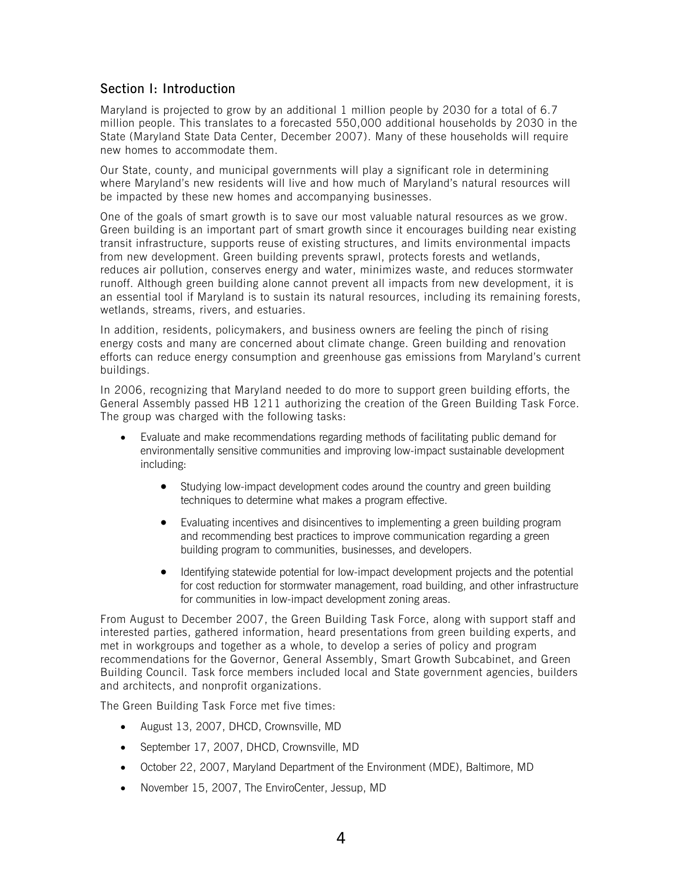## Section I: Introduction

Maryland is projected to grow by an additional 1 million people by 2030 for a total of 6.7 million people. This translates to a forecasted 550,000 additional households by 2030 in the State (Maryland State Data Center, December 2007). Many of these households will require new homes to accommodate them.

Our State, county, and municipal governments will play a significant role in determining where Maryland's new residents will live and how much of Maryland's natural resources will be impacted by these new homes and accompanying businesses.

One of the goals of smart growth is to save our most valuable natural resources as we grow. Green building is an important part of smart growth since it encourages building near existing transit infrastructure, supports reuse of existing structures, and limits environmental impacts from new development. Green building prevents sprawl, protects forests and wetlands, reduces air pollution, conserves energy and water, minimizes waste, and reduces stormwater runoff. Although green building alone cannot prevent all impacts from new development, it is an essential tool if Maryland is to sustain its natural resources, including its remaining forests, wetlands, streams, rivers, and estuaries.

In addition, residents, policymakers, and business owners are feeling the pinch of rising energy costs and many are concerned about climate change. Green building and renovation efforts can reduce energy consumption and greenhouse gas emissions from Maryland's current buildings.

In 2006, recognizing that Maryland needed to do more to support green building efforts, the General Assembly passed HB 1211 authorizing the creation of the Green Building Task Force. The group was charged with the following tasks:

- Evaluate and make recommendations regarding methods of facilitating public demand for environmentally sensitive communities and improving low-impact sustainable development including:
  - Studying low-impact development codes around the country and green building techniques to determine what makes a program effective.
  - Evaluating incentives and disincentives to implementing a green building program and recommending best practices to improve communication regarding a green building program to communities, businesses, and developers.
  - Identifying statewide potential for low-impact development projects and the potential for cost reduction for stormwater management, road building, and other infrastructure for communities in low-impact development zoning areas.

From August to December 2007, the Green Building Task Force, along with support staff and interested parties, gathered information, heard presentations from green building experts, and met in workgroups and together as a whole, to develop a series of policy and program recommendations for the Governor, General Assembly, Smart Growth Subcabinet, and Green Building Council. Task force members included local and State government agencies, builders and architects, and nonprofit organizations.

The Green Building Task Force met five times:

- August 13, 2007, DHCD, Crownsville, MD
- September 17, 2007, DHCD, Crownsville, MD
- October 22, 2007, Maryland Department of the Environment (MDE), Baltimore, MD
- November 15, 2007, The EnviroCenter, Jessup, MD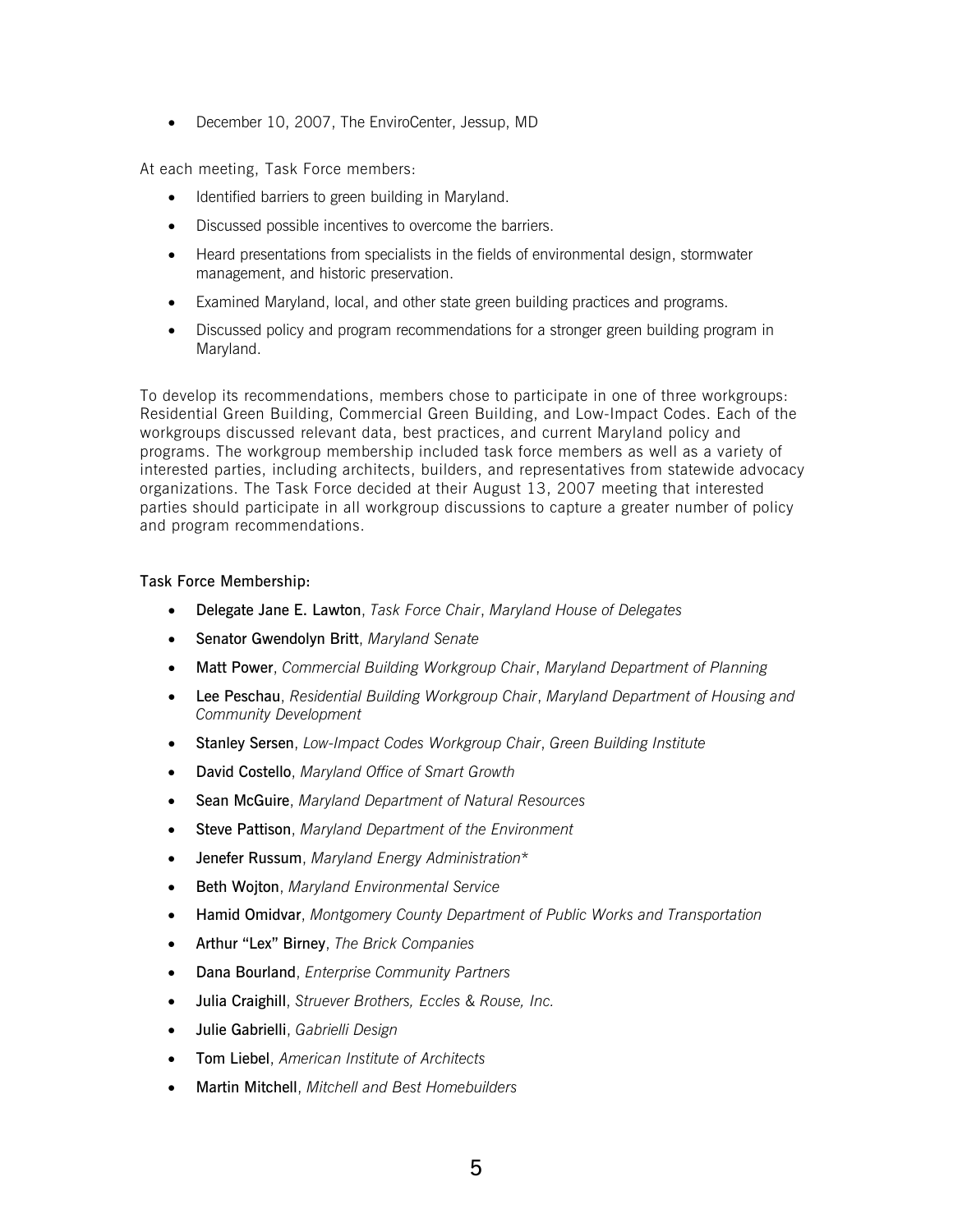- December 10, 2007, The EnviroCenter, Jessup, MD

At each meeting, Task Force members:

- Identified barriers to green building in Maryland.
- Discussed possible incentives to overcome the barriers.
- Heard presentations from specialists in the fields of environmental design, stormwater management, and historic preservation.
- Examined Maryland, local, and other state green building practices and programs.
- Discussed policy and program recommendations for a stronger green building program in Maryland.

To develop its recommendations, members chose to participate in one of three workgroups: Residential Green Building, Commercial Green Building, and Low-Impact Codes. Each of the workgroups discussed relevant data, best practices, and current Maryland policy and programs. The workgroup membership included task force members as well as a variety of interested parties, including architects, builders, and representatives from statewide advocacy organizations. The Task Force decided at their August 13, 2007 meeting that interested parties should participate in all workgroup discussions to capture a greater number of policy and program recommendations.

**Task Force Membership:**

- **Delegate Jane E. Lawton**, *Task Force Chair*, *Maryland House of Delegates*
- **Senator Gwendolyn Britt**, *Maryland Senate*
- **Matt Power**, *Commercial Building Workgroup Chair*, *Maryland Department of Planning*
- **Lee Peschau**, *Residential Building Workgroup Chair*, *Maryland Department of Housing and Community Development*
- **Stanley Sersen**, *Low-Impact Codes Workgroup Chair*, *Green Building Institute*
- **David Costello**, *Maryland Office of Smart Growth*
- **Sean McGuire**, *Maryland Department of Natural Resources*
- **Steve Pattison**, *Maryland Department of the Environment*
- **Jenefer Russum**, *Maryland Energy Administration**
- **Beth Wojton**, *Maryland Environmental Service*
- **Hamid Omidvar**, *Montgomery County Department of Public Works and Transportation*
- **Arthur "Lex" Birney**, *The Brick Companies*
- **Dana Bourland**, *Enterprise Community Partners*
- **Julia Craighill**, *Struever Brothers, Eccles & Rouse, Inc.*
- **Julie Gabrielli**, *Gabrielli Design*
- **Tom Liebel**, *American Institute of Architects*
- **Martin Mitchell**, *Mitchell and Best Homebuilders*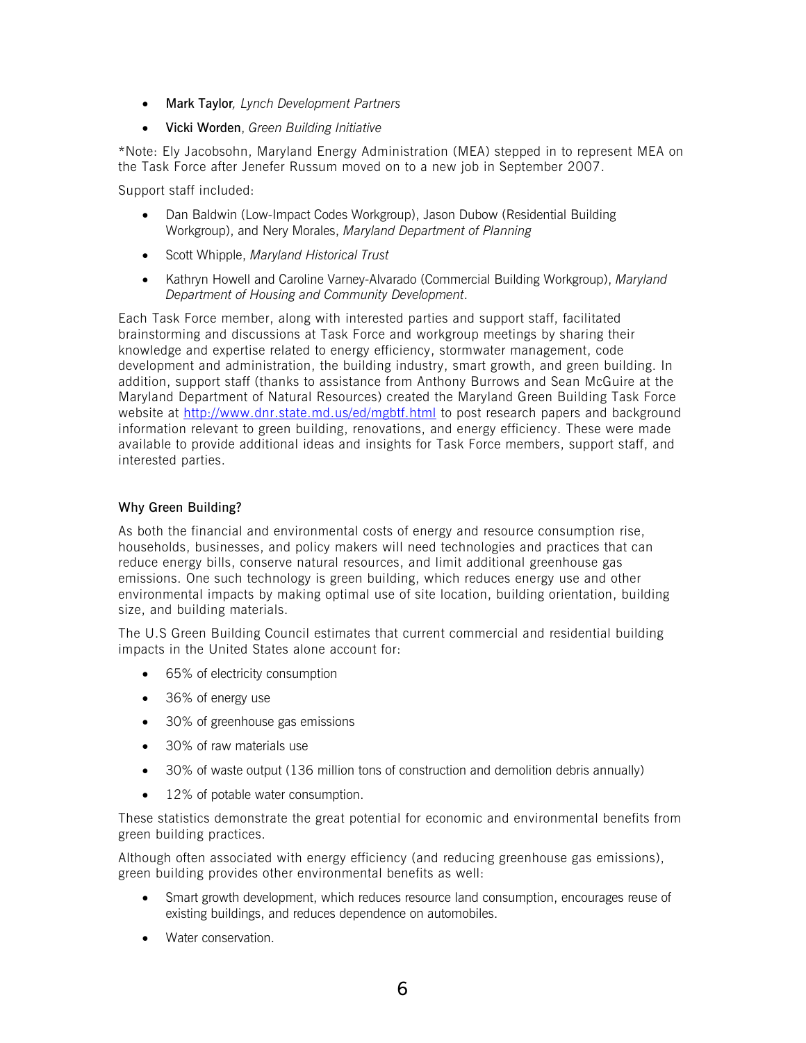- **Mark Taylor**, *Lynch Development Partners*
- **Vicki Worden**, *Green Building Initiative*

*Note: Ely Jacobsohn, Maryland Energy Administration (MEA) stepped in to represent MEA on the Task Force after Jenefer Russum moved on to a new job in September 2007.

Support staff included:

- Dan Baldwin (Low-Impact Codes Workgroup), Jason Dubow (Residential Building Workgroup), and Nery Morales, *Maryland Department of Planning*
- Scott Whipple, *Maryland Historical Trust*
- Kathryn Howell and Caroline Varney-Alvarado (Commercial Building Workgroup), *Maryland Department of Housing and Community Development*.

Each Task Force member, along with interested parties and support staff, facilitated brainstorming and discussions at Task Force and workgroup meetings by sharing their knowledge and expertise related to energy efficiency, stormwater management, code development and administration, the building industry, smart growth, and green building. In addition, support staff (thanks to assistance from Anthony Burrows and Sean McGuire at the Maryland Department of Natural Resources) created the Maryland Green Building Task Force website at http://www.dnr.state.md.us/ed/mgbtf.html to post research papers and background information relevant to green building, renovations, and energy efficiency. These were made available to provide additional ideas and insights for Task Force members, support staff, and interested parties.

### Why Green Building?

As both the financial and environmental costs of energy and resource consumption rise, households, businesses, and policy makers will need technologies and practices that can reduce energy bills, conserve natural resources, and limit additional greenhouse gas emissions. One such technology is green building, which reduces energy use and other environmental impacts by making optimal use of site location, building orientation, building size, and building materials.

The U.S Green Building Council estimates that current commercial and residential building impacts in the United States alone account for:

- 65% of electricity consumption
- 36% of energy use
- 30% of greenhouse gas emissions
- 30% of raw materials use
- 30% of waste output (136 million tons of construction and demolition debris annually)
- 12% of potable water consumption.

These statistics demonstrate the great potential for economic and environmental benefits from green building practices.

Although often associated with energy efficiency (and reducing greenhouse gas emissions), green building provides other environmental benefits as well:

- Smart growth development, which reduces resource land consumption, encourages reuse of existing buildings, and reduces dependence on automobiles.
- Water conservation.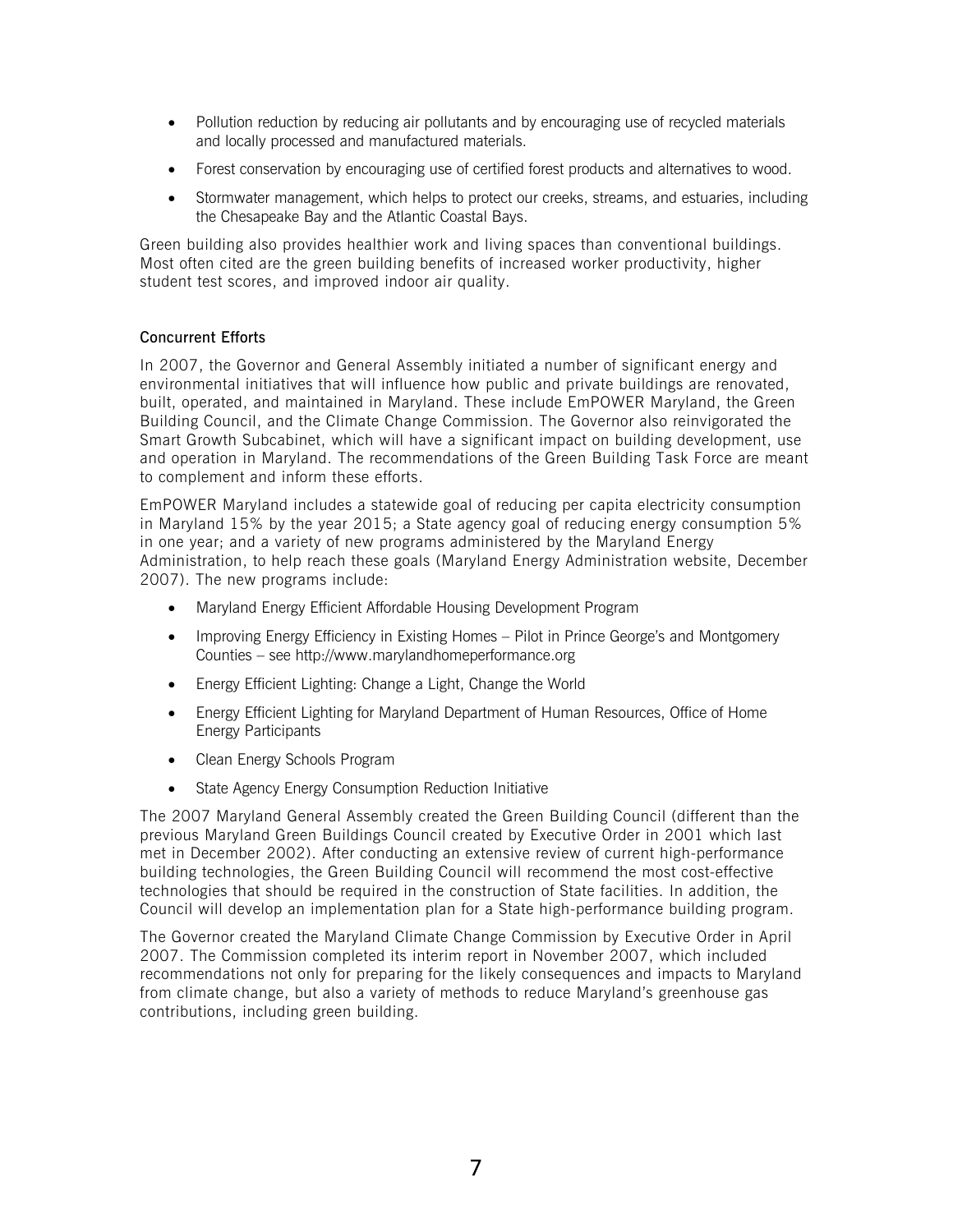- Pollution reduction by reducing air pollutants and by encouraging use of recycled materials and locally processed and manufactured materials.
- Forest conservation by encouraging use of certified forest products and alternatives to wood.
- Stormwater management, which helps to protect our creeks, streams, and estuaries, including the Chesapeake Bay and the Atlantic Coastal Bays.

Green building also provides healthier work and living spaces than conventional buildings. Most often cited are the green building benefits of increased worker productivity, higher student test scores, and improved indoor air quality.

### Concurrent Efforts

In 2007, the Governor and General Assembly initiated a number of significant energy and environmental initiatives that will influence how public and private buildings are renovated, built, operated, and maintained in Maryland. These include EmPOWER Maryland, the Green Building Council, and the Climate Change Commission. The Governor also reinvigorated the Smart Growth Subcabinet, which will have a significant impact on building development, use and operation in Maryland. The recommendations of the Green Building Task Force are meant to complement and inform these efforts.

EmPOWER Maryland includes a statewide goal of reducing per capita electricity consumption in Maryland 15% by the year 2015; a State agency goal of reducing energy consumption 5% in one year; and a variety of new programs administered by the Maryland Energy Administration, to help reach these goals (Maryland Energy Administration website, December 2007). The new programs include:

- Maryland Energy Efficient Affordable Housing Development Program
- Improving Energy Efficiency in Existing Homes – Pilot in Prince George's and Montgomery Counties – see http://www.marylandhomeperformance.org
- Energy Efficient Lighting: Change a Light, Change the World
- Energy Efficient Lighting for Maryland Department of Human Resources, Office of Home Energy Participants
- Clean Energy Schools Program
- State Agency Energy Consumption Reduction Initiative

The 2007 Maryland General Assembly created the Green Building Council (different than the previous Maryland Green Buildings Council created by Executive Order in 2001 which last met in December 2002). After conducting an extensive review of current high-performance building technologies, the Green Building Council will recommend the most cost-effective technologies that should be required in the construction of State facilities. In addition, the Council will develop an implementation plan for a State high-performance building program.

The Governor created the Maryland Climate Change Commission by Executive Order in April 2007. The Commission completed its interim report in November 2007, which included recommendations not only for preparing for the likely consequences and impacts to Maryland from climate change, but also a variety of methods to reduce Maryland's greenhouse gas contributions, including green building.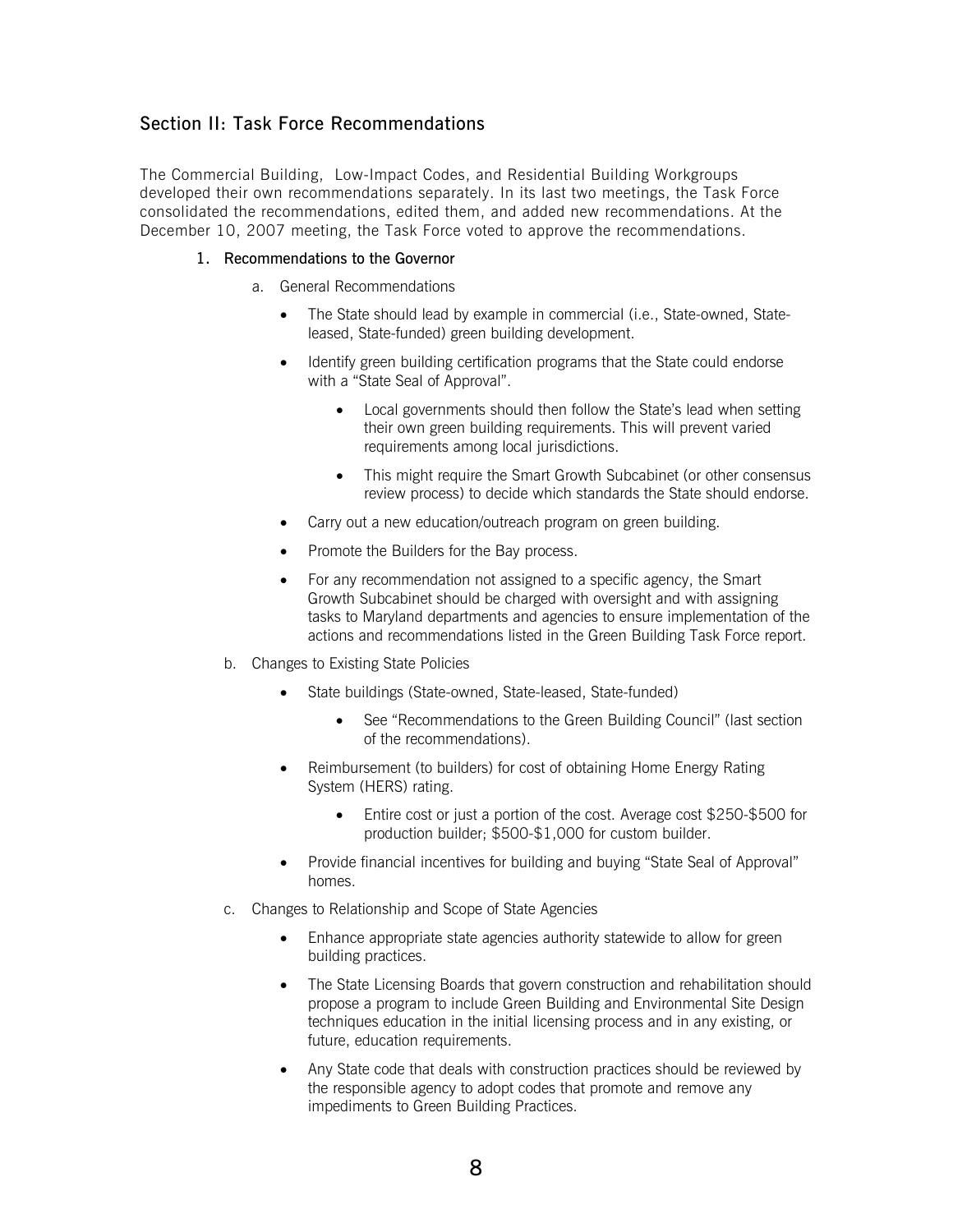## Section II: Task Force Recommendations

The Commercial Building, Low-Impact Codes, and Residential Building Workgroups developed their own recommendations separately. In its last two meetings, the Task Force consolidated the recommendations, edited them, and added new recommendations. At the December 10, 2007 meeting, the Task Force voted to approve the recommendations.

1. **Recommendations to the Governor**

   a. General Recommendations

   - The State should lead by example in commercial (i.e., State-owned, State-leased, State-funded) green building development.
   - Identify green building certification programs that the State could endorse with a "State Seal of Approval".
     - Local governments should then follow the State's lead when setting their own green building requirements. This will prevent varied requirements among local jurisdictions.
     - This might require the Smart Growth Subcabinet (or other consensus review process) to decide which standards the State should endorse.
   - Carry out a new education/outreach program on green building.
   - Promote the Builders for the Bay process.
   - For any recommendation not assigned to a specific agency, the Smart Growth Subcabinet should be charged with oversight and with assigning tasks to Maryland departments and agencies to ensure implementation of the actions and recommendations listed in the Green Building Task Force report.

   b. Changes to Existing State Policies

   - State buildings (State-owned, State-leased, State-funded)
     - See "Recommendations to the Green Building Council" (last section of the recommendations).
   - Reimbursement (to builders) for cost of obtaining Home Energy Rating System (HERS) rating.
     - Entire cost or just a portion of the cost. Average cost $250-$500 for production builder; $500-$1,000 for custom builder.
   - Provide financial incentives for building and buying "State Seal of Approval" homes.

   c. Changes to Relationship and Scope of State Agencies

   - Enhance appropriate state agencies authority statewide to allow for green building practices.
   - The State Licensing Boards that govern construction and rehabilitation should propose a program to include Green Building and Environmental Site Design techniques education in the initial licensing process and in any existing, or future, education requirements.
   - Any State code that deals with construction practices should be reviewed by the responsible agency to adopt codes that promote and remove any impediments to Green Building Practices.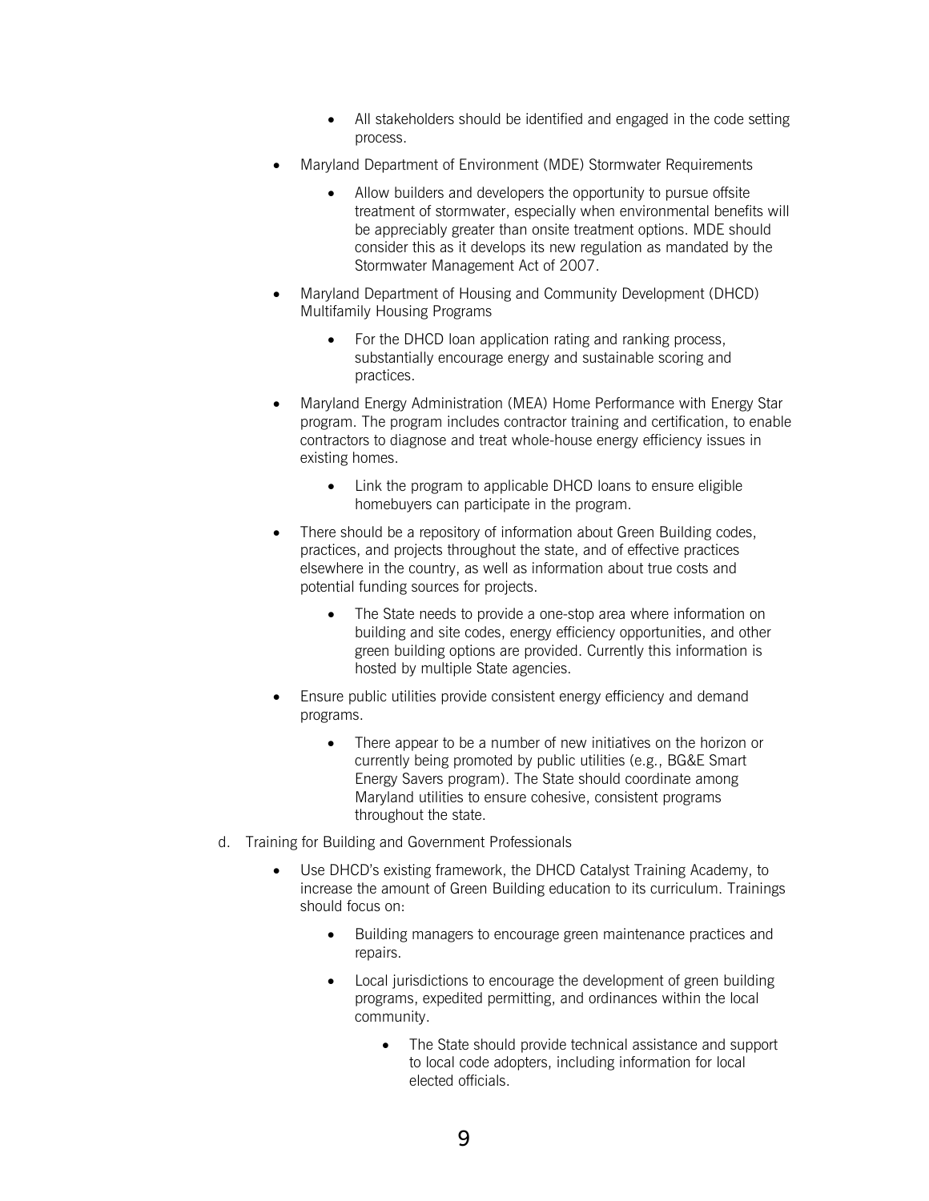- All stakeholders should be identified and engaged in the code setting process.

- Maryland Department of Environment (MDE) Stormwater Requirements
  - Allow builders and developers the opportunity to pursue offsite treatment of stormwater, especially when environmental benefits will be appreciably greater than onsite treatment options. MDE should consider this as it develops its new regulation as mandated by the Stormwater Management Act of 2007.

- Maryland Department of Housing and Community Development (DHCD) Multifamily Housing Programs
  - For the DHCD loan application rating and ranking process, substantially encourage energy and sustainable scoring and practices.

- Maryland Energy Administration (MEA) Home Performance with Energy Star program. The program includes contractor training and certification, to enable contractors to diagnose and treat whole-house energy efficiency issues in existing homes.
  - Link the program to applicable DHCD loans to ensure eligible homebuyers can participate in the program.

- There should be a repository of information about Green Building codes, practices, and projects throughout the state, and of effective practices elsewhere in the country, as well as information about true costs and potential funding sources for projects.
  - The State needs to provide a one-stop area where information on building and site codes, energy efficiency opportunities, and other green building options are provided. Currently this information is hosted by multiple State agencies.

- Ensure public utilities provide consistent energy efficiency and demand programs.
  - There appear to be a number of new initiatives on the horizon or currently being promoted by public utilities (e.g., BG&E Smart Energy Savers program). The State should coordinate among Maryland utilities to ensure cohesive, consistent programs throughout the state.

d. Training for Building and Government Professionals

- Use DHCD's existing framework, the DHCD Catalyst Training Academy, to increase the amount of Green Building education to its curriculum. Trainings should focus on:
  - Building managers to encourage green maintenance practices and repairs.
  - Local jurisdictions to encourage the development of green building programs, expedited permitting, and ordinances within the local community.
    - The State should provide technical assistance and support to local code adopters, including information for local elected officials.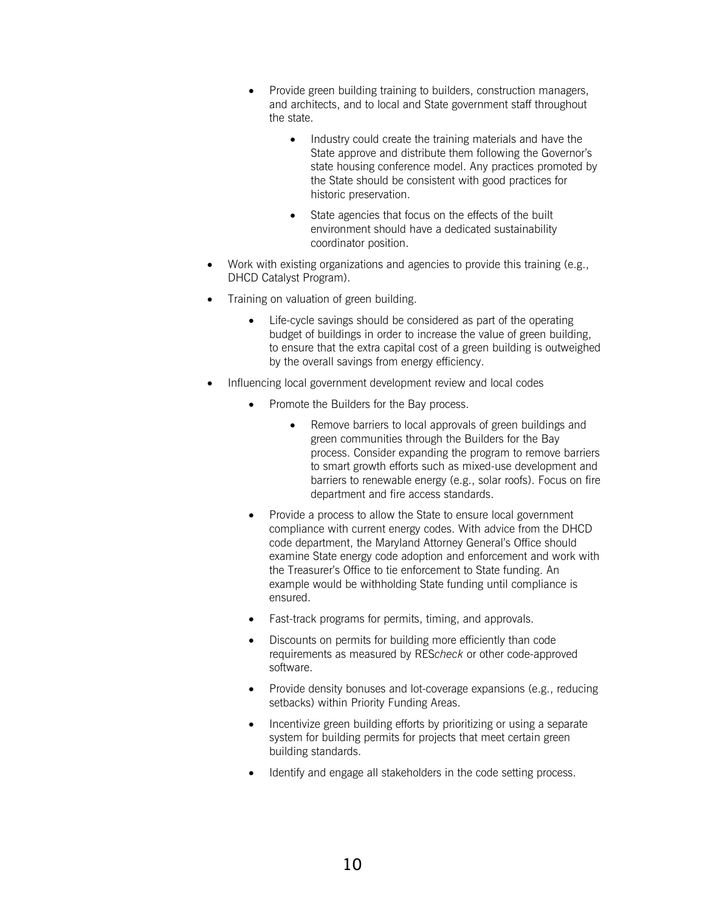- Provide green building training to builders, construction managers, and architects, and to local and State government staff throughout the state.
  - Industry could create the training materials and have the State approve and distribute them following the Governor's state housing conference model. Any practices promoted by the State should be consistent with good practices for historic preservation.
  - State agencies that focus on the effects of the built environment should have a dedicated sustainability coordinator position.
- Work with existing organizations and agencies to provide this training (e.g., DHCD Catalyst Program).
- Training on valuation of green building.
  - Life-cycle savings should be considered as part of the operating budget of buildings in order to increase the value of green building, to ensure that the extra capital cost of a green building is outweighed by the overall savings from energy efficiency.
- Influencing local government development review and local codes
  - Promote the Builders for the Bay process.
    - Remove barriers to local approvals of green buildings and green communities through the Builders for the Bay process. Consider expanding the program to remove barriers to smart growth efforts such as mixed-use development and barriers to renewable energy (e.g., solar roofs). Focus on fire department and fire access standards.
  - Provide a process to allow the State to ensure local government compliance with current energy codes. With advice from the DHCD code department, the Maryland Attorney General's Office should examine State energy code adoption and enforcement and work with the Treasurer's Office to tie enforcement to State funding. An example would be withholding State funding until compliance is ensured.
  - Fast-track programs for permits, timing, and approvals.
  - Discounts on permits for building more efficiently than code requirements as measured by RES*check* or other code-approved software.
  - Provide density bonuses and lot-coverage expansions (e.g., reducing setbacks) within Priority Funding Areas.
  - Incentivize green building efforts by prioritizing or using a separate system for building permits for projects that meet certain green building standards.
  - Identify and engage all stakeholders in the code setting process.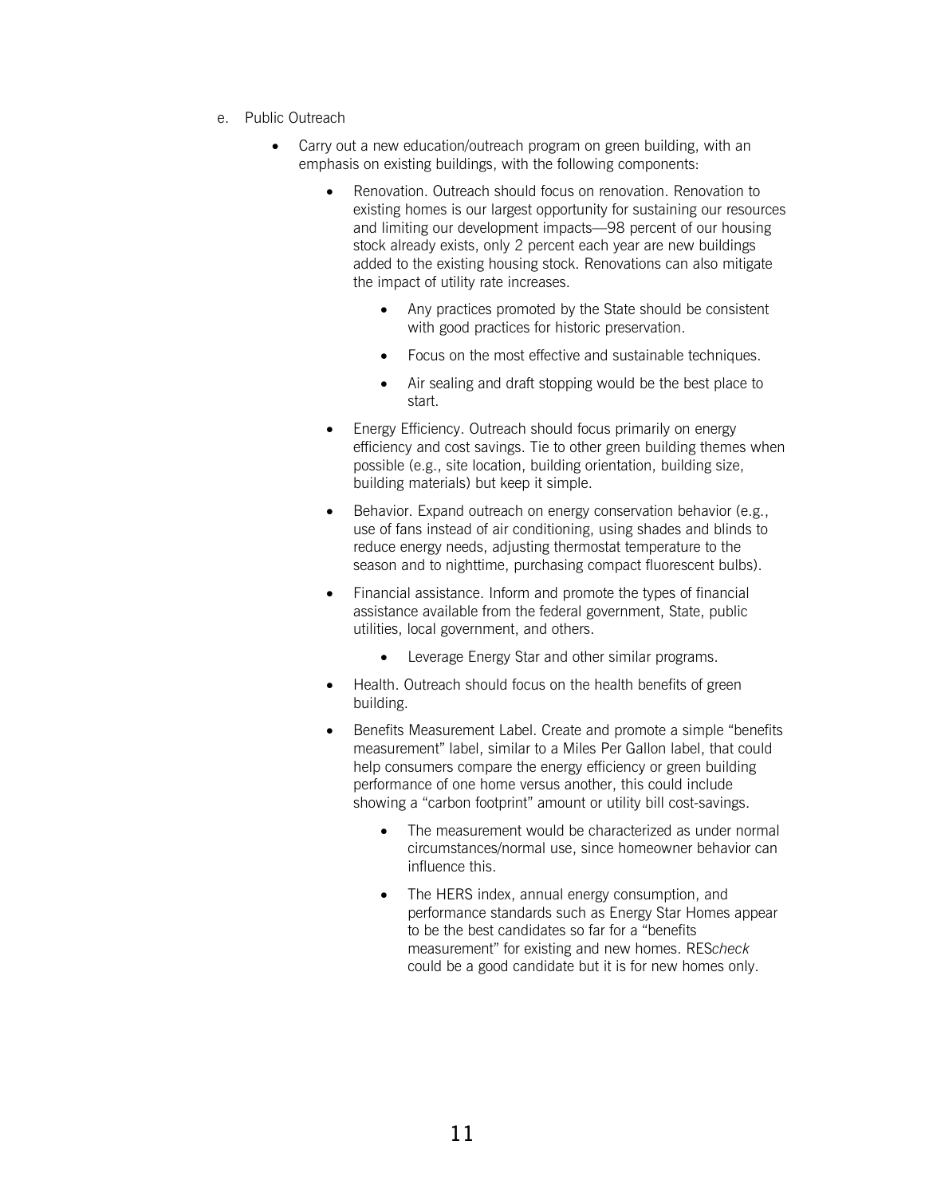e. Public Outreach

- Carry out a new education/outreach program on green building, with an emphasis on existing buildings, with the following components:
    - Renovation. Outreach should focus on renovation. Renovation to existing homes is our largest opportunity for sustaining our resources and limiting our development impacts—98 percent of our housing stock already exists, only 2 percent each year are new buildings added to the existing housing stock. Renovations can also mitigate the impact of utility rate increases.
        - Any practices promoted by the State should be consistent with good practices for historic preservation.
        - Focus on the most effective and sustainable techniques.
        - Air sealing and draft stopping would be the best place to start.
    - Energy Efficiency. Outreach should focus primarily on energy efficiency and cost savings. Tie to other green building themes when possible (e.g., site location, building orientation, building size, building materials) but keep it simple.
    - Behavior. Expand outreach on energy conservation behavior (e.g., use of fans instead of air conditioning, using shades and blinds to reduce energy needs, adjusting thermostat temperature to the season and to nighttime, purchasing compact fluorescent bulbs).
    - Financial assistance. Inform and promote the types of financial assistance available from the federal government, State, public utilities, local government, and others.
        - Leverage Energy Star and other similar programs.
    - Health. Outreach should focus on the health benefits of green building.
    - Benefits Measurement Label. Create and promote a simple "benefits measurement" label, similar to a Miles Per Gallon label, that could help consumers compare the energy efficiency or green building performance of one home versus another, this could include showing a "carbon footprint" amount or utility bill cost-savings.
        - The measurement would be characterized as under normal circumstances/normal use, since homeowner behavior can influence this.
        - The HERS index, annual energy consumption, and performance standards such as Energy Star Homes appear to be the best candidates so far for a "benefits measurement" for existing and new homes. RES*check* could be a good candidate but it is for new homes only.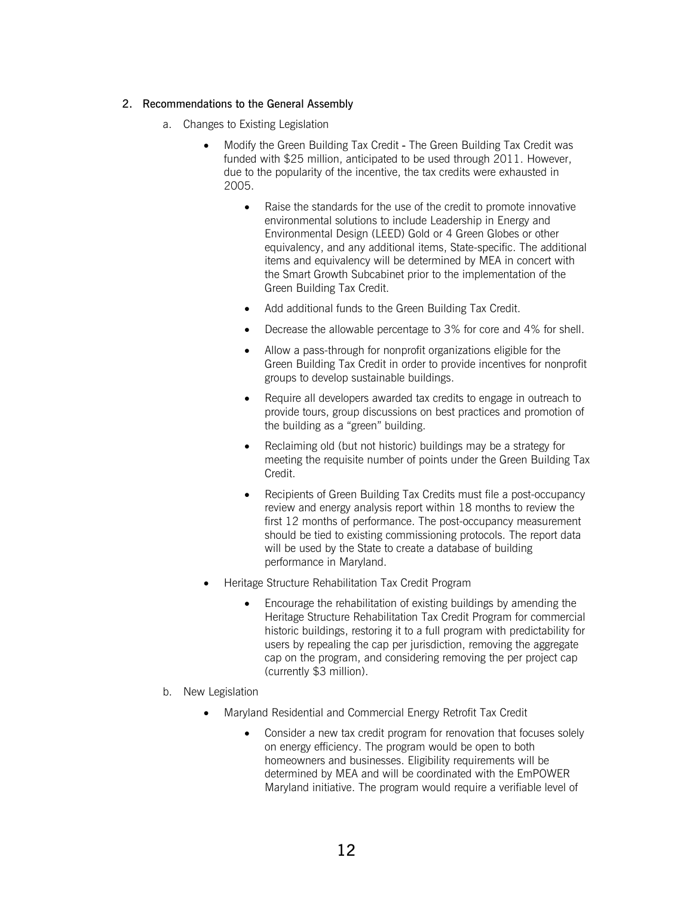## 2. Recommendations to the General Assembly

a. Changes to Existing Legislation

- Modify the Green Building Tax Credit - The Green Building Tax Credit was funded with $25 million, anticipated to be used through 2011. However, due to the popularity of the incentive, the tax credits were exhausted in 2005.
    - Raise the standards for the use of the credit to promote innovative environmental solutions to include Leadership in Energy and Environmental Design (LEED) Gold or 4 Green Globes or other equivalency, and any additional items, State-specific. The additional items and equivalency will be determined by MEA in concert with the Smart Growth Subcabinet prior to the implementation of the Green Building Tax Credit.
    - Add additional funds to the Green Building Tax Credit.
    - Decrease the allowable percentage to 3% for core and 4% for shell.
    - Allow a pass-through for nonprofit organizations eligible for the Green Building Tax Credit in order to provide incentives for nonprofit groups to develop sustainable buildings.
    - Require all developers awarded tax credits to engage in outreach to provide tours, group discussions on best practices and promotion of the building as a "green" building.
    - Reclaiming old (but not historic) buildings may be a strategy for meeting the requisite number of points under the Green Building Tax Credit.
    - Recipients of Green Building Tax Credits must file a post-occupancy review and energy analysis report within 18 months to review the first 12 months of performance. The post-occupancy measurement should be tied to existing commissioning protocols. The report data will be used by the State to create a database of building performance in Maryland.
- Heritage Structure Rehabilitation Tax Credit Program
    - Encourage the rehabilitation of existing buildings by amending the Heritage Structure Rehabilitation Tax Credit Program for commercial historic buildings, restoring it to a full program with predictability for users by repealing the cap per jurisdiction, removing the aggregate cap on the program, and considering removing the per project cap (currently $3 million).

b. New Legislation

- Maryland Residential and Commercial Energy Retrofit Tax Credit
    - Consider a new tax credit program for renovation that focuses solely on energy efficiency. The program would be open to both homeowners and businesses. Eligibility requirements will be determined by MEA and will be coordinated with the EmPOWER Maryland initiative. The program would require a verifiable level of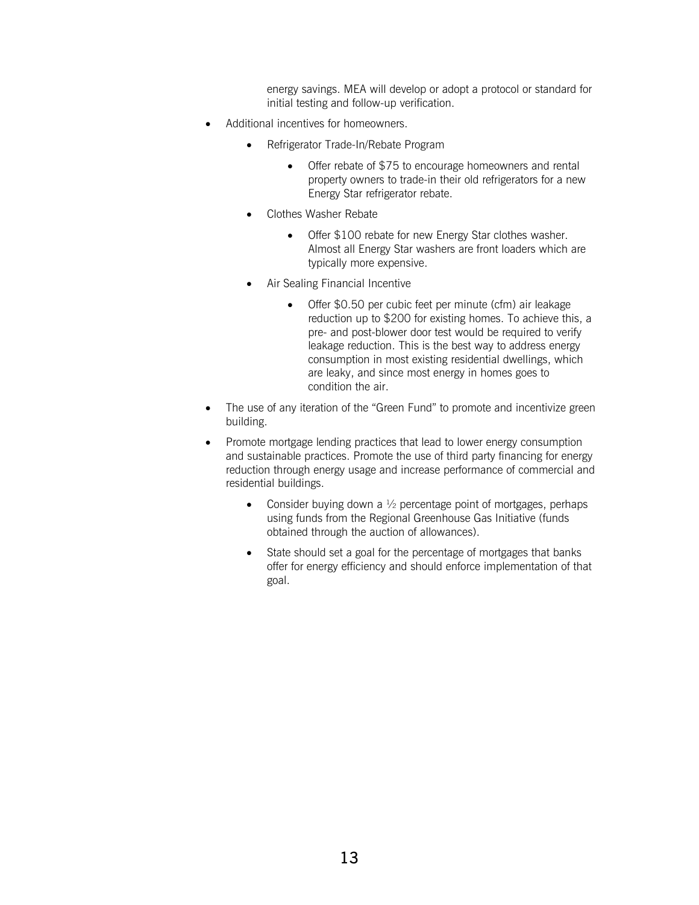energy savings. MEA will develop or adopt a protocol or standard for initial testing and follow-up verification.

- Additional incentives for homeowners.
    - Refrigerator Trade-In/Rebate Program
        - Offer rebate of $75 to encourage homeowners and rental property owners to trade-in their old refrigerators for a new Energy Star refrigerator rebate.
    - Clothes Washer Rebate
        - Offer $100 rebate for new Energy Star clothes washer. Almost all Energy Star washers are front loaders which are typically more expensive.
    - Air Sealing Financial Incentive
        - Offer $0.50 per cubic feet per minute (cfm) air leakage reduction up to $200 for existing homes. To achieve this, a pre- and post-blower door test would be required to verify leakage reduction. This is the best way to address energy consumption in most existing residential dwellings, which are leaky, and since most energy in homes goes to condition the air.
- The use of any iteration of the "Green Fund" to promote and incentivize green building.
- Promote mortgage lending practices that lead to lower energy consumption and sustainable practices. Promote the use of third party financing for energy reduction through energy usage and increase performance of commercial and residential buildings.
    - Consider buying down a ½ percentage point of mortgages, perhaps using funds from the Regional Greenhouse Gas Initiative (funds obtained through the auction of allowances).
    - State should set a goal for the percentage of mortgages that banks offer for energy efficiency and should enforce implementation of that goal.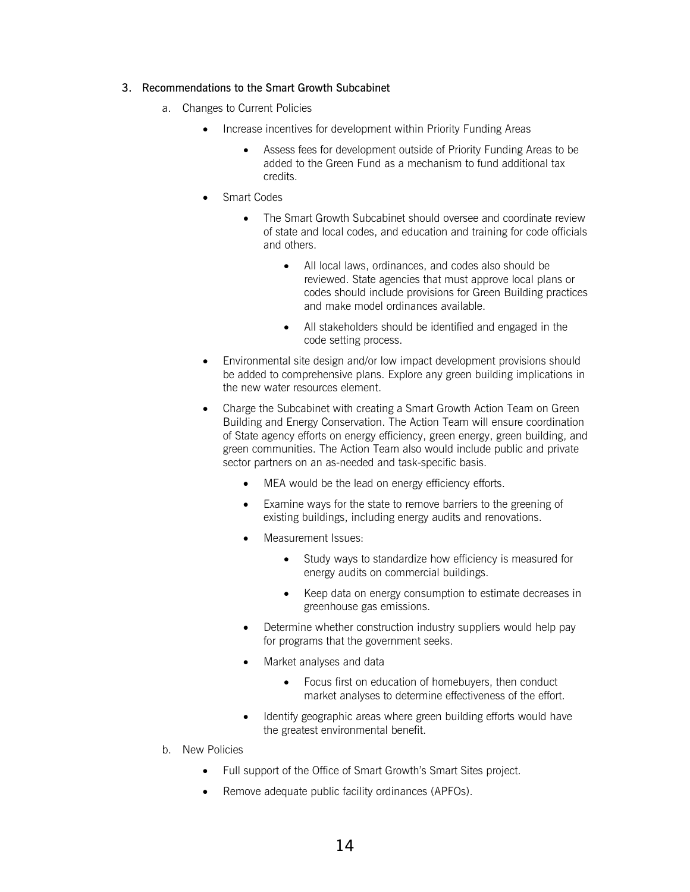3. Recommendations to the Smart Growth Subcabinet

   a. Changes to Current Policies

      - Increase incentives for development within Priority Funding Areas

        - Assess fees for development outside of Priority Funding Areas to be added to the Green Fund as a mechanism to fund additional tax credits.

      - Smart Codes

        - The Smart Growth Subcabinet should oversee and coordinate review of state and local codes, and education and training for code officials and others.

          - All local laws, ordinances, and codes also should be reviewed. State agencies that must approve local plans or codes should include provisions for Green Building practices and make model ordinances available.

          - All stakeholders should be identified and engaged in the code setting process.

      - Environmental site design and/or low impact development provisions should be added to comprehensive plans. Explore any green building implications in the new water resources element.

      - Charge the Subcabinet with creating a Smart Growth Action Team on Green Building and Energy Conservation. The Action Team will ensure coordination of State agency efforts on energy efficiency, green energy, green building, and green communities. The Action Team also would include public and private sector partners on an as-needed and task-specific basis.

        - MEA would be the lead on energy efficiency efforts.

        - Examine ways for the state to remove barriers to the greening of existing buildings, including energy audits and renovations.

        - Measurement Issues:

          - Study ways to standardize how efficiency is measured for energy audits on commercial buildings.

          - Keep data on energy consumption to estimate decreases in greenhouse gas emissions.

        - Determine whether construction industry suppliers would help pay for programs that the government seeks.

        - Market analyses and data

          - Focus first on education of homebuyers, then conduct market analyses to determine effectiveness of the effort.

        - Identify geographic areas where green building efforts would have the greatest environmental benefit.

   b. New Policies

      - Full support of the Office of Smart Growth's Smart Sites project.

      - Remove adequate public facility ordinances (APFOs).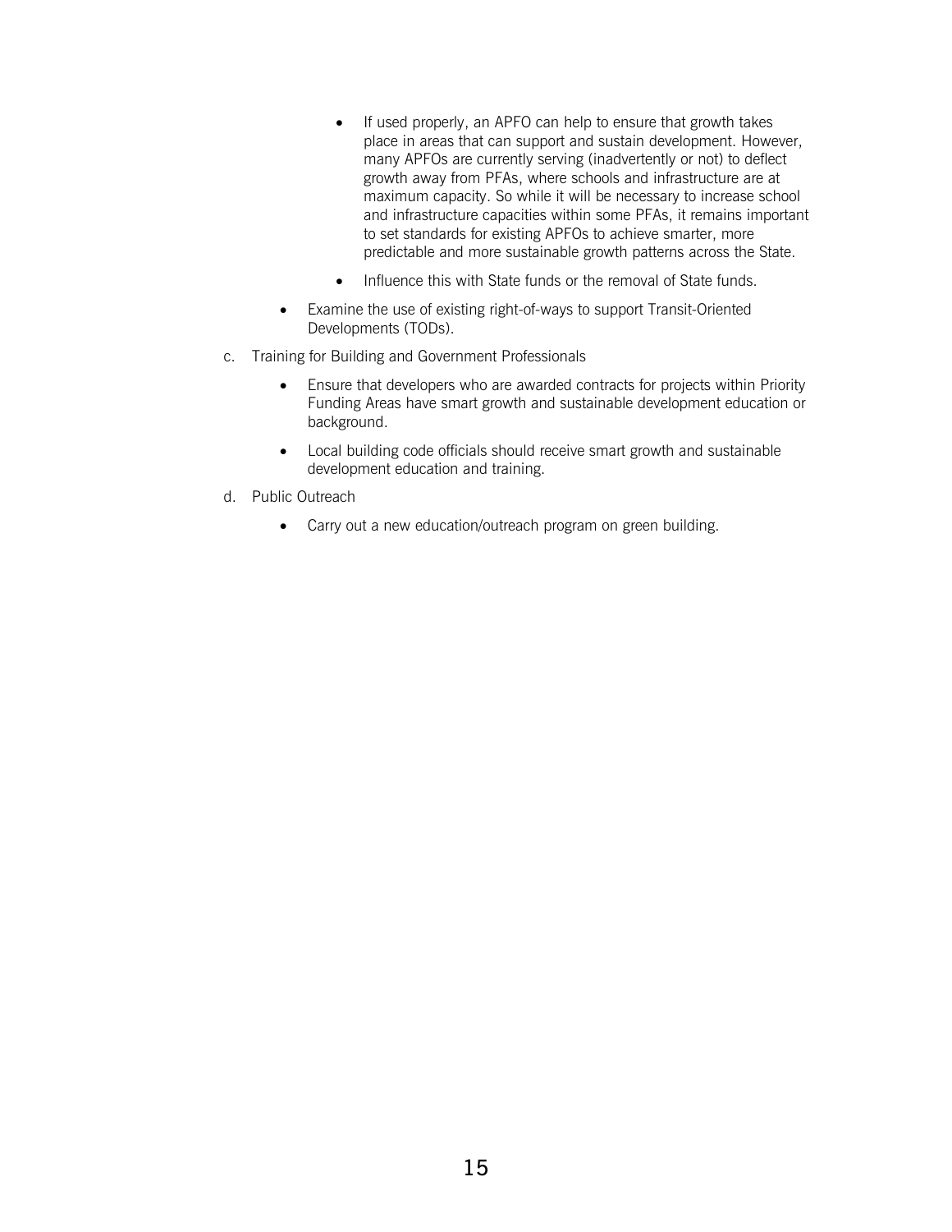- If used properly, an APFO can help to ensure that growth takes place in areas that can support and sustain development. However, many APFOs are currently serving (inadvertently or not) to deflect growth away from PFAs, where schools and infrastructure are at maximum capacity. So while it will be necessary to increase school and infrastructure capacities within some PFAs, it remains important to set standards for existing APFOs to achieve smarter, more predictable and more sustainable growth patterns across the State.
  - Influence this with State funds or the removal of State funds.
- Examine the use of existing right-of-ways to support Transit-Oriented Developments (TODs).

c. Training for Building and Government Professionals

- Ensure that developers who are awarded contracts for projects within Priority Funding Areas have smart growth and sustainable development education or background.
- Local building code officials should receive smart growth and sustainable development education and training.

d. Public Outreach

- Carry out a new education/outreach program on green building.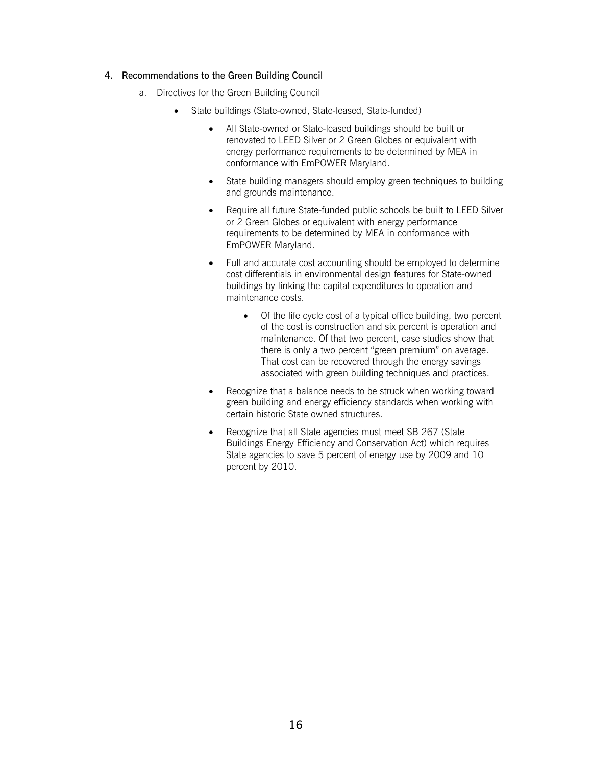4. Recommendations to the Green Building Council

   a. Directives for the Green Building Council

      - State buildings (State-owned, State-leased, State-funded)

         - All State-owned or State-leased buildings should be built or renovated to LEED Silver or 2 Green Globes or equivalent with energy performance requirements to be determined by MEA in conformance with EmPOWER Maryland.

         - State building managers should employ green techniques to building and grounds maintenance.

         - Require all future State-funded public schools be built to LEED Silver or 2 Green Globes or equivalent with energy performance requirements to be determined by MEA in conformance with EmPOWER Maryland.

         - Full and accurate cost accounting should be employed to determine cost differentials in environmental design features for State-owned buildings by linking the capital expenditures to operation and maintenance costs.

            - Of the life cycle cost of a typical office building, two percent of the cost is construction and six percent is operation and maintenance. Of that two percent, case studies show that there is only a two percent "green premium" on average. That cost can be recovered through the energy savings associated with green building techniques and practices.

         - Recognize that a balance needs to be struck when working toward green building and energy efficiency standards when working with certain historic State owned structures.

         - Recognize that all State agencies must meet SB 267 (State Buildings Energy Efficiency and Conservation Act) which requires State agencies to save 5 percent of energy use by 2009 and 10 percent by 2010.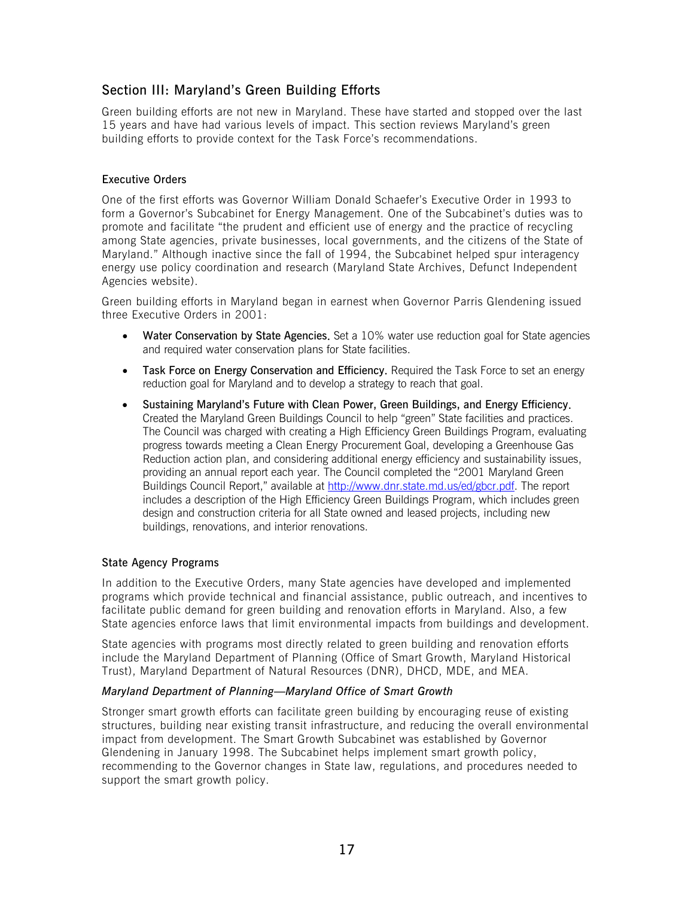## Section III: Maryland's Green Building Efforts

Green building efforts are not new in Maryland. These have started and stopped over the last 15 years and have had various levels of impact. This section reviews Maryland's green building efforts to provide context for the Task Force's recommendations.

### Executive Orders

One of the first efforts was Governor William Donald Schaefer's Executive Order in 1993 to form a Governor's Subcabinet for Energy Management. One of the Subcabinet's duties was to promote and facilitate "the prudent and efficient use of energy and the practice of recycling among State agencies, private businesses, local governments, and the citizens of the State of Maryland." Although inactive since the fall of 1994, the Subcabinet helped spur interagency energy use policy coordination and research (Maryland State Archives, Defunct Independent Agencies website).

Green building efforts in Maryland began in earnest when Governor Parris Glendening issued three Executive Orders in 2001:

- **Water Conservation by State Agencies.** Set a 10% water use reduction goal for State agencies and required water conservation plans for State facilities.
- **Task Force on Energy Conservation and Efficiency.** Required the Task Force to set an energy reduction goal for Maryland and to develop a strategy to reach that goal.
- **Sustaining Maryland's Future with Clean Power, Green Buildings, and Energy Efficiency.** Created the Maryland Green Buildings Council to help "green" State facilities and practices. The Council was charged with creating a High Efficiency Green Buildings Program, evaluating progress towards meeting a Clean Energy Procurement Goal, developing a Greenhouse Gas Reduction action plan, and considering additional energy efficiency and sustainability issues, providing an annual report each year. The Council completed the "2001 Maryland Green Buildings Council Report," available at http://www.dnr.state.md.us/ed/gbcr.pdf. The report includes a description of the High Efficiency Green Buildings Program, which includes green design and construction criteria for all State owned and leased projects, including new buildings, renovations, and interior renovations.

### State Agency Programs

In addition to the Executive Orders, many State agencies have developed and implemented programs which provide technical and financial assistance, public outreach, and incentives to facilitate public demand for green building and renovation efforts in Maryland. Also, a few State agencies enforce laws that limit environmental impacts from buildings and development.

State agencies with programs most directly related to green building and renovation efforts include the Maryland Department of Planning (Office of Smart Growth, Maryland Historical Trust), Maryland Department of Natural Resources (DNR), DHCD, MDE, and MEA.

#### *Maryland Department of Planning—Maryland Office of Smart Growth*

Stronger smart growth efforts can facilitate green building by encouraging reuse of existing structures, building near existing transit infrastructure, and reducing the overall environmental impact from development. The Smart Growth Subcabinet was established by Governor Glendening in January 1998. The Subcabinet helps implement smart growth policy, recommending to the Governor changes in State law, regulations, and procedures needed to support the smart growth policy.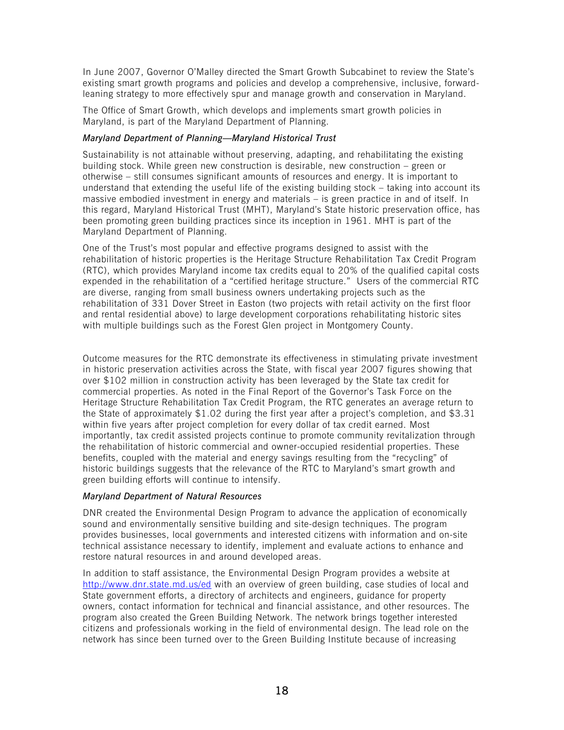In June 2007, Governor O'Malley directed the Smart Growth Subcabinet to review the State's existing smart growth programs and policies and develop a comprehensive, inclusive, forward-leaning strategy to more effectively spur and manage growth and conservation in Maryland.

The Office of Smart Growth, which develops and implements smart growth policies in Maryland, is part of the Maryland Department of Planning.

*Maryland Department of Planning—Maryland Historical Trust*

Sustainability is not attainable without preserving, adapting, and rehabilitating the existing building stock. While green new construction is desirable, new construction – green or otherwise – still consumes significant amounts of resources and energy. It is important to understand that extending the useful life of the existing building stock – taking into account its massive embodied investment in energy and materials – is green practice in and of itself. In this regard, Maryland Historical Trust (MHT), Maryland's State historic preservation office, has been promoting green building practices since its inception in 1961. MHT is part of the Maryland Department of Planning.

One of the Trust's most popular and effective programs designed to assist with the rehabilitation of historic properties is the Heritage Structure Rehabilitation Tax Credit Program (RTC), which provides Maryland income tax credits equal to 20% of the qualified capital costs expended in the rehabilitation of a "certified heritage structure." Users of the commercial RTC are diverse, ranging from small business owners undertaking projects such as the rehabilitation of 331 Dover Street in Easton (two projects with retail activity on the first floor and rental residential above) to large development corporations rehabilitating historic sites with multiple buildings such as the Forest Glen project in Montgomery County.

Outcome measures for the RTC demonstrate its effectiveness in stimulating private investment in historic preservation activities across the State, with fiscal year 2007 figures showing that over $102 million in construction activity has been leveraged by the State tax credit for commercial properties. As noted in the Final Report of the Governor's Task Force on the Heritage Structure Rehabilitation Tax Credit Program, the RTC generates an average return to the State of approximately $1.02 during the first year after a project's completion, and $3.31 within five years after project completion for every dollar of tax credit earned. Most importantly, tax credit assisted projects continue to promote community revitalization through the rehabilitation of historic commercial and owner-occupied residential properties. These benefits, coupled with the material and energy savings resulting from the "recycling" of historic buildings suggests that the relevance of the RTC to Maryland's smart growth and green building efforts will continue to intensify.

*Maryland Department of Natural Resources*

DNR created the Environmental Design Program to advance the application of economically sound and environmentally sensitive building and site-design techniques. The program provides businesses, local governments and interested citizens with information and on-site technical assistance necessary to identify, implement and evaluate actions to enhance and restore natural resources in and around developed areas.

In addition to staff assistance, the Environmental Design Program provides a website at http://www.dnr.state.md.us/ed with an overview of green building, case studies of local and State government efforts, a directory of architects and engineers, guidance for property owners, contact information for technical and financial assistance, and other resources. The program also created the Green Building Network. The network brings together interested citizens and professionals working in the field of environmental design. The lead role on the network has since been turned over to the Green Building Institute because of increasing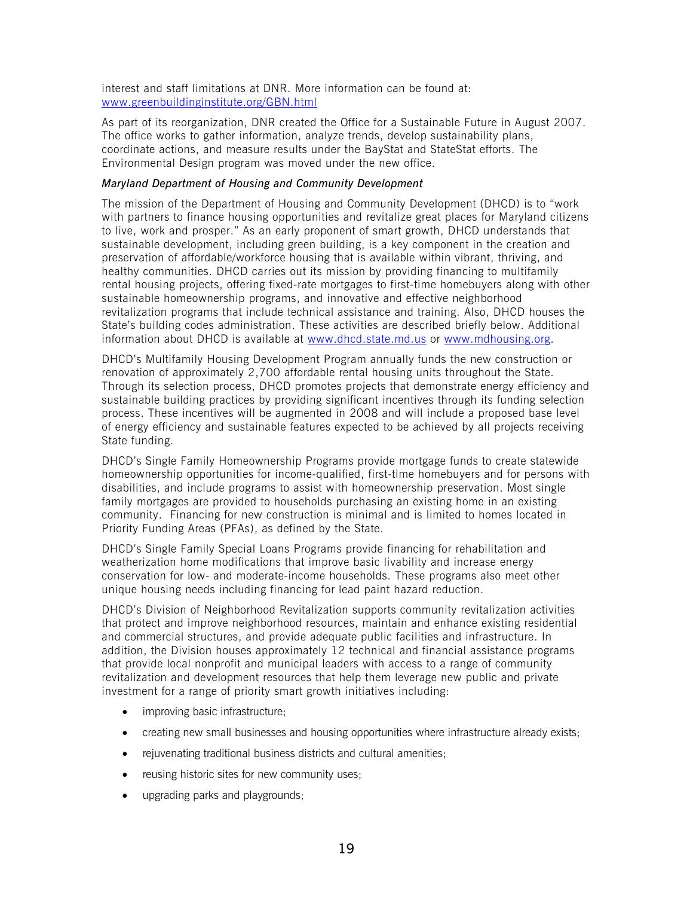interest and staff limitations at DNR. More information can be found at: www.greenbuildinginstitute.org/GBN.html

As part of its reorganization, DNR created the Office for a Sustainable Future in August 2007. The office works to gather information, analyze trends, develop sustainability plans, coordinate actions, and measure results under the BayStat and StateStat efforts. The Environmental Design program was moved under the new office.

*Maryland Department of Housing and Community Development*

The mission of the Department of Housing and Community Development (DHCD) is to "work with partners to finance housing opportunities and revitalize great places for Maryland citizens to live, work and prosper." As an early proponent of smart growth, DHCD understands that sustainable development, including green building, is a key component in the creation and preservation of affordable/workforce housing that is available within vibrant, thriving, and healthy communities. DHCD carries out its mission by providing financing to multifamily rental housing projects, offering fixed-rate mortgages to first-time homebuyers along with other sustainable homeownership programs, and innovative and effective neighborhood revitalization programs that include technical assistance and training. Also, DHCD houses the State's building codes administration. These activities are described briefly below. Additional information about DHCD is available at www.dhcd.state.md.us or www.mdhousing.org.

DHCD's Multifamily Housing Development Program annually funds the new construction or renovation of approximately 2,700 affordable rental housing units throughout the State. Through its selection process, DHCD promotes projects that demonstrate energy efficiency and sustainable building practices by providing significant incentives through its funding selection process. These incentives will be augmented in 2008 and will include a proposed base level of energy efficiency and sustainable features expected to be achieved by all projects receiving State funding.

DHCD's Single Family Homeownership Programs provide mortgage funds to create statewide homeownership opportunities for income-qualified, first-time homebuyers and for persons with disabilities, and include programs to assist with homeownership preservation. Most single family mortgages are provided to households purchasing an existing home in an existing community. Financing for new construction is minimal and is limited to homes located in Priority Funding Areas (PFAs), as defined by the State.

DHCD's Single Family Special Loans Programs provide financing for rehabilitation and weatherization home modifications that improve basic livability and increase energy conservation for low- and moderate-income households. These programs also meet other unique housing needs including financing for lead paint hazard reduction.

DHCD's Division of Neighborhood Revitalization supports community revitalization activities that protect and improve neighborhood resources, maintain and enhance existing residential and commercial structures, and provide adequate public facilities and infrastructure. In addition, the Division houses approximately 12 technical and financial assistance programs that provide local nonprofit and municipal leaders with access to a range of community revitalization and development resources that help them leverage new public and private investment for a range of priority smart growth initiatives including:

- improving basic infrastructure;
- creating new small businesses and housing opportunities where infrastructure already exists;
- rejuvenating traditional business districts and cultural amenities;
- reusing historic sites for new community uses;
- upgrading parks and playgrounds;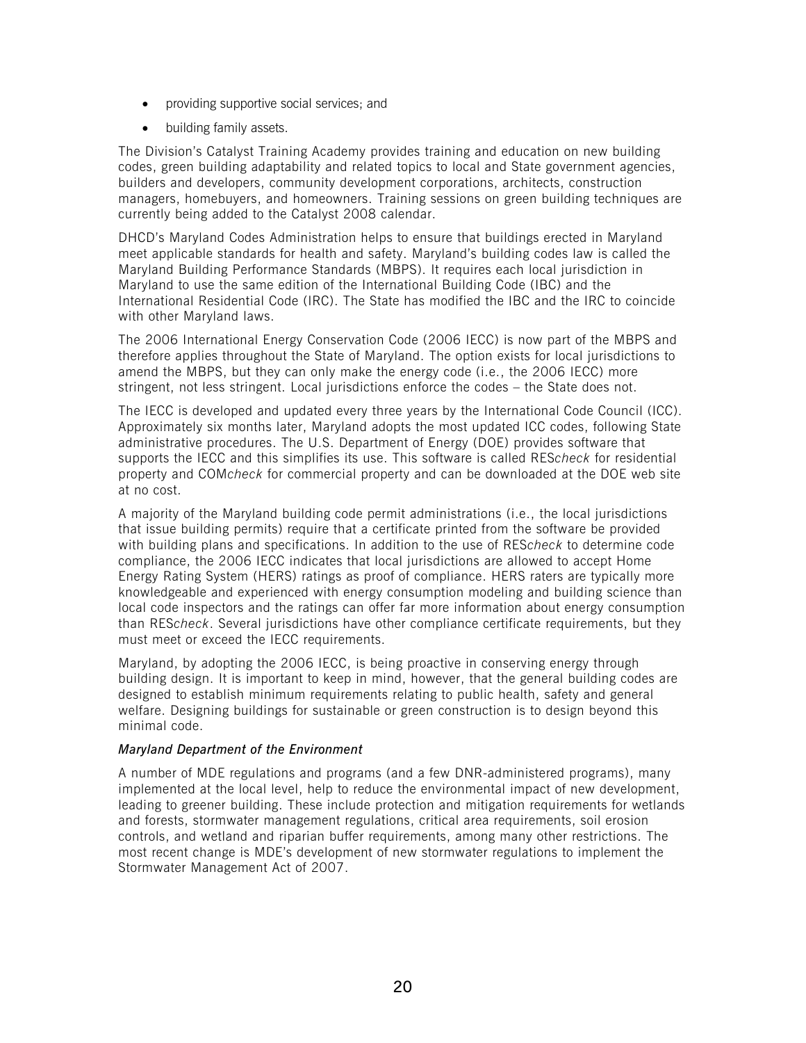- providing supportive social services; and
- building family assets.

The Division's Catalyst Training Academy provides training and education on new building codes, green building adaptability and related topics to local and State government agencies, builders and developers, community development corporations, architects, construction managers, homebuyers, and homeowners. Training sessions on green building techniques are currently being added to the Catalyst 2008 calendar.

DHCD's Maryland Codes Administration helps to ensure that buildings erected in Maryland meet applicable standards for health and safety. Maryland's building codes law is called the Maryland Building Performance Standards (MBPS). It requires each local jurisdiction in Maryland to use the same edition of the International Building Code (IBC) and the International Residential Code (IRC). The State has modified the IBC and the IRC to coincide with other Maryland laws.

The 2006 International Energy Conservation Code (2006 IECC) is now part of the MBPS and therefore applies throughout the State of Maryland. The option exists for local jurisdictions to amend the MBPS, but they can only make the energy code (i.e., the 2006 IECC) more stringent, not less stringent. Local jurisdictions enforce the codes – the State does not.

The IECC is developed and updated every three years by the International Code Council (ICC). Approximately six months later, Maryland adopts the most updated ICC codes, following State administrative procedures. The U.S. Department of Energy (DOE) provides software that supports the IECC and this simplifies its use. This software is called RES*check* for residential property and COM*check* for commercial property and can be downloaded at the DOE web site at no cost.

A majority of the Maryland building code permit administrations (i.e., the local jurisdictions that issue building permits) require that a certificate printed from the software be provided with building plans and specifications. In addition to the use of RES*check* to determine code compliance, the 2006 IECC indicates that local jurisdictions are allowed to accept Home Energy Rating System (HERS) ratings as proof of compliance. HERS raters are typically more knowledgeable and experienced with energy consumption modeling and building science than local code inspectors and the ratings can offer far more information about energy consumption than RES*check*. Several jurisdictions have other compliance certificate requirements, but they must meet or exceed the IECC requirements.

Maryland, by adopting the 2006 IECC, is being proactive in conserving energy through building design. It is important to keep in mind, however, that the general building codes are designed to establish minimum requirements relating to public health, safety and general welfare. Designing buildings for sustainable or green construction is to design beyond this minimal code.

***Maryland Department of the Environment***

A number of MDE regulations and programs (and a few DNR-administered programs), many implemented at the local level, help to reduce the environmental impact of new development, leading to greener building. These include protection and mitigation requirements for wetlands and forests, stormwater management regulations, critical area requirements, soil erosion controls, and wetland and riparian buffer requirements, among many other restrictions. The most recent change is MDE's development of new stormwater regulations to implement the Stormwater Management Act of 2007.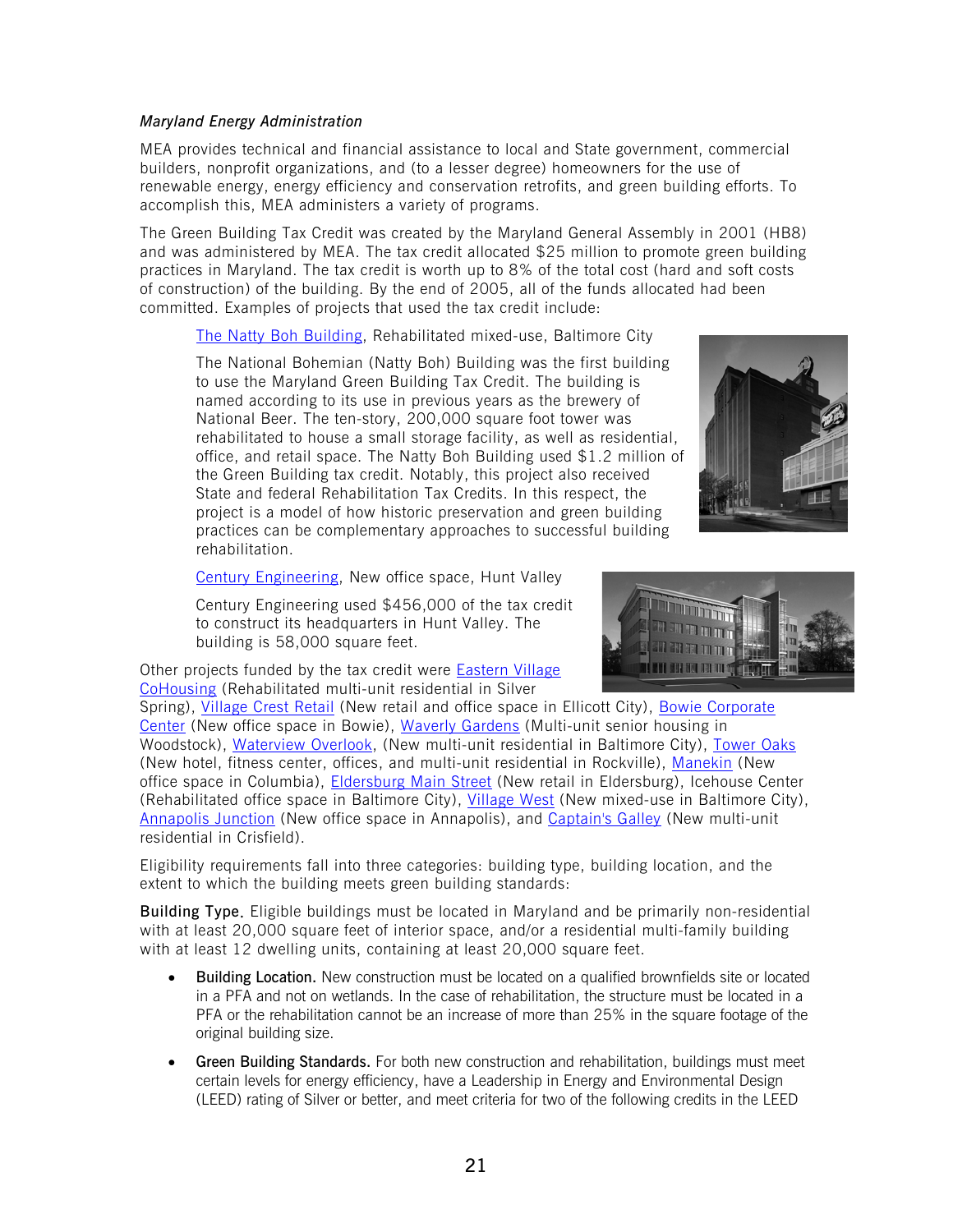*Maryland Energy Administration*

MEA provides technical and financial assistance to local and State government, commercial builders, nonprofit organizations, and (to a lesser degree) homeowners for the use of renewable energy, energy efficiency and conservation retrofits, and green building efforts. To accomplish this, MEA administers a variety of programs.

The Green Building Tax Credit was created by the Maryland General Assembly in 2001 (HB8) and was administered by MEA. The tax credit allocated $25 million to promote green building practices in Maryland. The tax credit is worth up to 8% of the total cost (hard and soft costs of construction) of the building. By the end of 2005, all of the funds allocated had been committed. Examples of projects that used the tax credit include:

> The Natty Boh Building, Rehabilitated mixed-use, Baltimore City
>
> The National Bohemian (Natty Boh) Building was the first building to use the Maryland Green Building Tax Credit. The building is named according to its use in previous years as the brewery of National Beer. The ten-story, 200,000 square foot tower was rehabilitated to house a small storage facility, as well as residential, office, and retail space. The Natty Boh Building used $1.2 million of the Green Building tax credit. Notably, this project also received State and federal Rehabilitation Tax Credits. In this respect, the project is a model of how historic preservation and green building practices can be complementary approaches to successful building rehabilitation.
>
> Century Engineering, New office space, Hunt Valley
>
> Century Engineering used $456,000 of the tax credit to construct its headquarters in Hunt Valley. The building is 58,000 square feet.

Other projects funded by the tax credit were Eastern Village CoHousing (Rehabilitated multi-unit residential in Silver Spring), Village Crest Retail (New retail and office space in Ellicott City), Bowie Corporate Center (New office space in Bowie), Waverly Gardens (Multi-unit senior housing in Woodstock), Waterview Overlook, (New multi-unit residential in Baltimore City), Tower Oaks (New hotel, fitness center, offices, and multi-unit residential in Rockville), Manekin (New office space in Columbia), Eldersburg Main Street (New retail in Eldersburg), Icehouse Center (Rehabilitated office space in Baltimore City), Village West (New mixed-use in Baltimore City), Annapolis Junction (New office space in Annapolis), and Captain's Galley (New multi-unit residential in Crisfield).

Eligibility requirements fall into three categories: building type, building location, and the extent to which the building meets green building standards:

**Building Type.** Eligible buildings must be located in Maryland and be primarily non-residential with at least 20,000 square feet of interior space, and/or a residential multi-family building with at least 12 dwelling units, containing at least 20,000 square feet.

- **Building Location.** New construction must be located on a qualified brownfields site or located in a PFA and not on wetlands. In the case of rehabilitation, the structure must be located in a PFA or the rehabilitation cannot be an increase of more than 25% in the square footage of the original building size.
- **Green Building Standards.** For both new construction and rehabilitation, buildings must meet certain levels for energy efficiency, have a Leadership in Energy and Environmental Design (LEED) rating of Silver or better, and meet criteria for two of the following credits in the LEED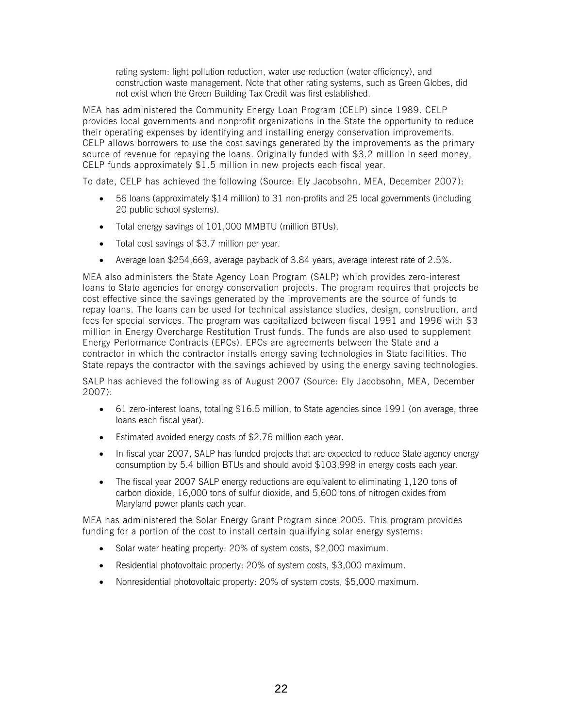rating system: light pollution reduction, water use reduction (water efficiency), and construction waste management. Note that other rating systems, such as Green Globes, did not exist when the Green Building Tax Credit was first established.

MEA has administered the Community Energy Loan Program (CELP) since 1989. CELP provides local governments and nonprofit organizations in the State the opportunity to reduce their operating expenses by identifying and installing energy conservation improvements. CELP allows borrowers to use the cost savings generated by the improvements as the primary source of revenue for repaying the loans. Originally funded with $3.2 million in seed money, CELP funds approximately $1.5 million in new projects each fiscal year.

To date, CELP has achieved the following (Source: Ely Jacobsohn, MEA, December 2007):

- 56 loans (approximately $14 million) to 31 non-profits and 25 local governments (including 20 public school systems).
- Total energy savings of 101,000 MMBTU (million BTUs).
- Total cost savings of $3.7 million per year.
- Average loan $254,669, average payback of 3.84 years, average interest rate of 2.5%.

MEA also administers the State Agency Loan Program (SALP) which provides zero-interest loans to State agencies for energy conservation projects. The program requires that projects be cost effective since the savings generated by the improvements are the source of funds to repay loans. The loans can be used for technical assistance studies, design, construction, and fees for special services. The program was capitalized between fiscal 1991 and 1996 with $3 million in Energy Overcharge Restitution Trust funds. The funds are also used to supplement Energy Performance Contracts (EPCs). EPCs are agreements between the State and a contractor in which the contractor installs energy saving technologies in State facilities. The State repays the contractor with the savings achieved by using the energy saving technologies.

SALP has achieved the following as of August 2007 (Source: Ely Jacobsohn, MEA, December 2007):

- 61 zero-interest loans, totaling $16.5 million, to State agencies since 1991 (on average, three loans each fiscal year).
- Estimated avoided energy costs of $2.76 million each year.
- In fiscal year 2007, SALP has funded projects that are expected to reduce State agency energy consumption by 5.4 billion BTUs and should avoid $103,998 in energy costs each year.
- The fiscal year 2007 SALP energy reductions are equivalent to eliminating 1,120 tons of carbon dioxide, 16,000 tons of sulfur dioxide, and 5,600 tons of nitrogen oxides from Maryland power plants each year.

MEA has administered the Solar Energy Grant Program since 2005. This program provides funding for a portion of the cost to install certain qualifying solar energy systems:

- Solar water heating property: 20% of system costs, $2,000 maximum.
- Residential photovoltaic property: 20% of system costs, $3,000 maximum.
- Nonresidential photovoltaic property: 20% of system costs, $5,000 maximum.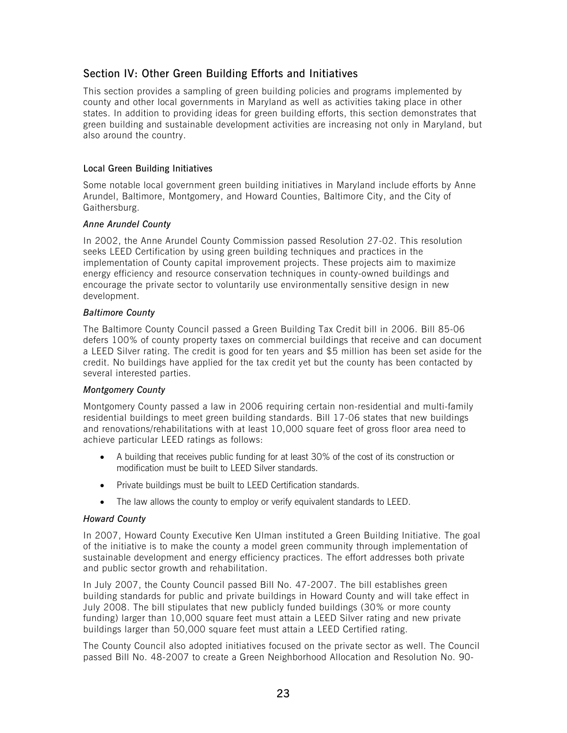## Section IV: Other Green Building Efforts and Initiatives

This section provides a sampling of green building policies and programs implemented by county and other local governments in Maryland as well as activities taking place in other states. In addition to providing ideas for green building efforts, this section demonstrates that green building and sustainable development activities are increasing not only in Maryland, but also around the country.

### Local Green Building Initiatives

Some notable local government green building initiatives in Maryland include efforts by Anne Arundel, Baltimore, Montgomery, and Howard Counties, Baltimore City, and the City of Gaithersburg.

#### *Anne Arundel County*

In 2002, the Anne Arundel County Commission passed Resolution 27-02. This resolution seeks LEED Certification by using green building techniques and practices in the implementation of County capital improvement projects. These projects aim to maximize energy efficiency and resource conservation techniques in county-owned buildings and encourage the private sector to voluntarily use environmentally sensitive design in new development.

#### *Baltimore County*

The Baltimore County Council passed a Green Building Tax Credit bill in 2006. Bill 85-06 defers 100% of county property taxes on commercial buildings that receive and can document a LEED Silver rating. The credit is good for ten years and $5 million has been set aside for the credit. No buildings have applied for the tax credit yet but the county has been contacted by several interested parties.

#### *Montgomery County*

Montgomery County passed a law in 2006 requiring certain non-residential and multi-family residential buildings to meet green building standards. Bill 17-06 states that new buildings and renovations/rehabilitations with at least 10,000 square feet of gross floor area need to achieve particular LEED ratings as follows:

- A building that receives public funding for at least 30% of the cost of its construction or modification must be built to LEED Silver standards.
- Private buildings must be built to LEED Certification standards.
- The law allows the county to employ or verify equivalent standards to LEED.

#### *Howard County*

In 2007, Howard County Executive Ken Ulman instituted a Green Building Initiative. The goal of the initiative is to make the county a model green community through implementation of sustainable development and energy efficiency practices. The effort addresses both private and public sector growth and rehabilitation.

In July 2007, the County Council passed Bill No. 47-2007. The bill establishes green building standards for public and private buildings in Howard County and will take effect in July 2008. The bill stipulates that new publicly funded buildings (30% or more county funding) larger than 10,000 square feet must attain a LEED Silver rating and new private buildings larger than 50,000 square feet must attain a LEED Certified rating.

The County Council also adopted initiatives focused on the private sector as well. The Council passed Bill No. 48-2007 to create a Green Neighborhood Allocation and Resolution No. 90-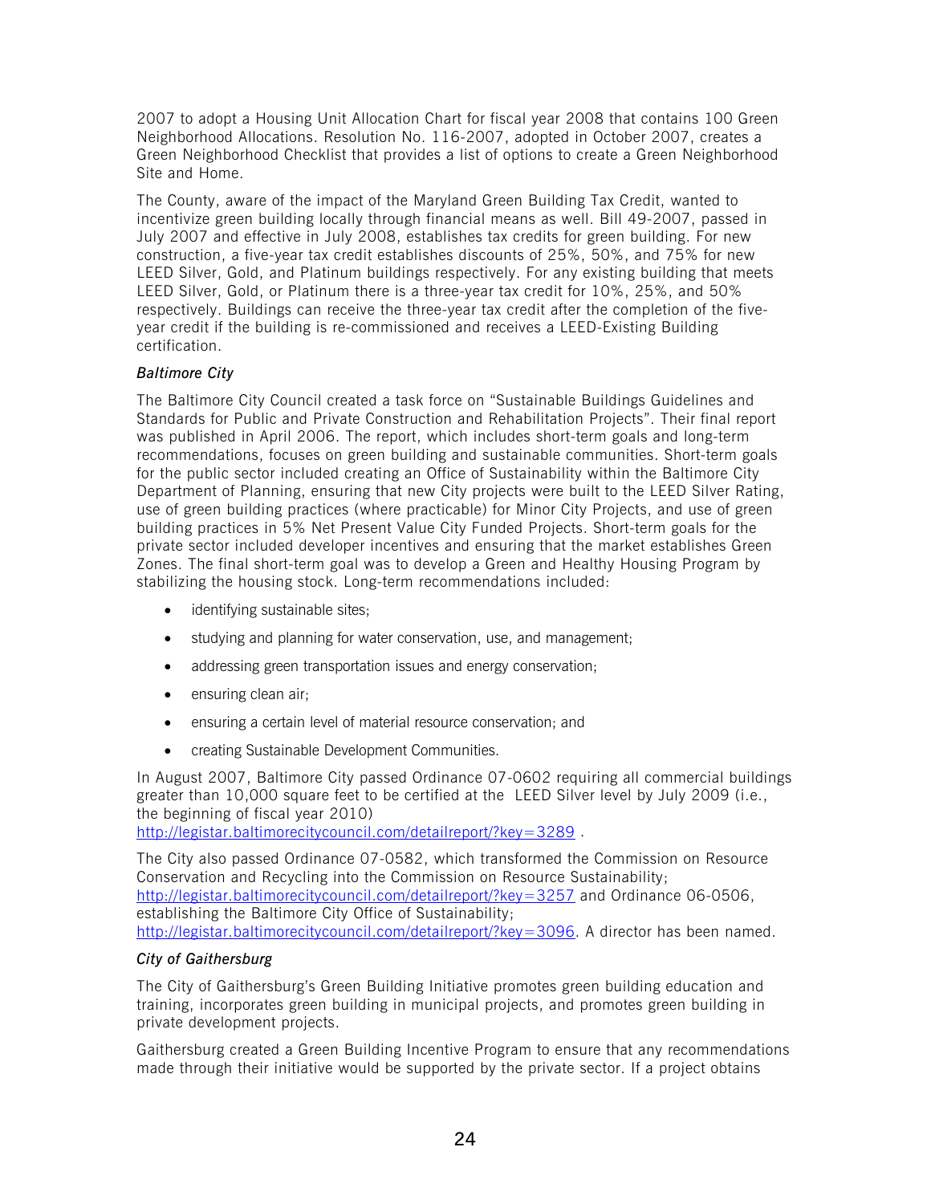2007 to adopt a Housing Unit Allocation Chart for fiscal year 2008 that contains 100 Green Neighborhood Allocations. Resolution No. 116-2007, adopted in October 2007, creates a Green Neighborhood Checklist that provides a list of options to create a Green Neighborhood Site and Home.

The County, aware of the impact of the Maryland Green Building Tax Credit, wanted to incentivize green building locally through financial means as well. Bill 49-2007, passed in July 2007 and effective in July 2008, establishes tax credits for green building. For new construction, a five-year tax credit establishes discounts of 25%, 50%, and 75% for new LEED Silver, Gold, and Platinum buildings respectively. For any existing building that meets LEED Silver, Gold, or Platinum there is a three-year tax credit for 10%, 25%, and 50% respectively. Buildings can receive the three-year tax credit after the completion of the five-year credit if the building is re-commissioned and receives a LEED-Existing Building certification.

*Baltimore City*

The Baltimore City Council created a task force on "Sustainable Buildings Guidelines and Standards for Public and Private Construction and Rehabilitation Projects". Their final report was published in April 2006. The report, which includes short-term goals and long-term recommendations, focuses on green building and sustainable communities. Short-term goals for the public sector included creating an Office of Sustainability within the Baltimore City Department of Planning, ensuring that new City projects were built to the LEED Silver Rating, use of green building practices (where practicable) for Minor City Projects, and use of green building practices in 5% Net Present Value City Funded Projects. Short-term goals for the private sector included developer incentives and ensuring that the market establishes Green Zones. The final short-term goal was to develop a Green and Healthy Housing Program by stabilizing the housing stock. Long-term recommendations included:

- identifying sustainable sites;
- studying and planning for water conservation, use, and management;
- addressing green transportation issues and energy conservation;
- ensuring clean air;
- ensuring a certain level of material resource conservation; and
- creating Sustainable Development Communities.

In August 2007, Baltimore City passed Ordinance 07-0602 requiring all commercial buildings greater than 10,000 square feet to be certified at the LEED Silver level by July 2009 (i.e., the beginning of fiscal year 2010) http://legistar.baltimorecitycouncil.com/detailreport/?key=3289 .

The City also passed Ordinance 07-0582, which transformed the Commission on Resource Conservation and Recycling into the Commission on Resource Sustainability; http://legistar.baltimorecitycouncil.com/detailreport/?key=3257 and Ordinance 06-0506, establishing the Baltimore City Office of Sustainability; http://legistar.baltimorecitycouncil.com/detailreport/?key=3096. A director has been named.

*City of Gaithersburg*

The City of Gaithersburg's Green Building Initiative promotes green building education and training, incorporates green building in municipal projects, and promotes green building in private development projects.

Gaithersburg created a Green Building Incentive Program to ensure that any recommendations made through their initiative would be supported by the private sector. If a project obtains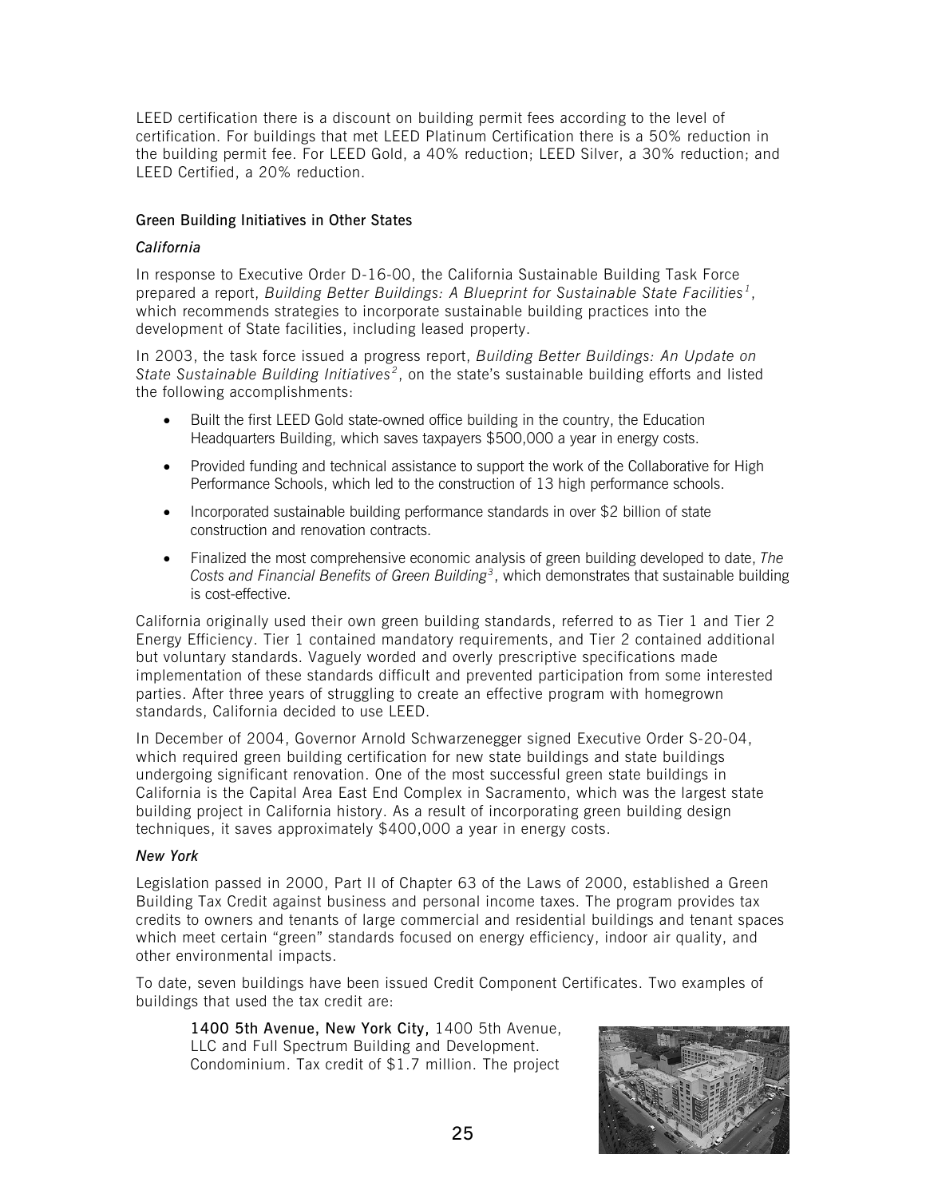LEED certification there is a discount on building permit fees according to the level of certification. For buildings that met LEED Platinum Certification there is a 50% reduction in the building permit fee. For LEED Gold, a 40% reduction; LEED Silver, a 30% reduction; and LEED Certified, a 20% reduction.

### Green Building Initiatives in Other States

#### *California*

In response to Executive Order D-16-00, the California Sustainable Building Task Force prepared a report, *Building Better Buildings: A Blueprint for Sustainable State Facilities*[1], which recommends strategies to incorporate sustainable building practices into the development of State facilities, including leased property.

In 2003, the task force issued a progress report, *Building Better Buildings: An Update on State Sustainable Building Initiatives*[2], on the state's sustainable building efforts and listed the following accomplishments:

- Built the first LEED Gold state-owned office building in the country, the Education Headquarters Building, which saves taxpayers $500,000 a year in energy costs.
- Provided funding and technical assistance to support the work of the Collaborative for High Performance Schools, which led to the construction of 13 high performance schools.
- Incorporated sustainable building performance standards in over $2 billion of state construction and renovation contracts.
- Finalized the most comprehensive economic analysis of green building developed to date, *The Costs and Financial Benefits of Green Building*[3], which demonstrates that sustainable building is cost-effective.

California originally used their own green building standards, referred to as Tier 1 and Tier 2 Energy Efficiency. Tier 1 contained mandatory requirements, and Tier 2 contained additional but voluntary standards. Vaguely worded and overly prescriptive specifications made implementation of these standards difficult and prevented participation from some interested parties. After three years of struggling to create an effective program with homegrown standards, California decided to use LEED.

In December of 2004, Governor Arnold Schwarzenegger signed Executive Order S-20-04, which required green building certification for new state buildings and state buildings undergoing significant renovation. One of the most successful green state buildings in California is the Capital Area East End Complex in Sacramento, which was the largest state building project in California history. As a result of incorporating green building design techniques, it saves approximately $400,000 a year in energy costs.

#### *New York*

Legislation passed in 2000, Part II of Chapter 63 of the Laws of 2000, established a Green Building Tax Credit against business and personal income taxes. The program provides tax credits to owners and tenants of large commercial and residential buildings and tenant spaces which meet certain "green" standards focused on energy efficiency, indoor air quality, and other environmental impacts.

To date, seven buildings have been issued Credit Component Certificates. Two examples of buildings that used the tax credit are:

**1400 5th Avenue, New York City,** 1400 5th Avenue, LLC and Full Spectrum Building and Development. Condominium. Tax credit of $1.7 million. The project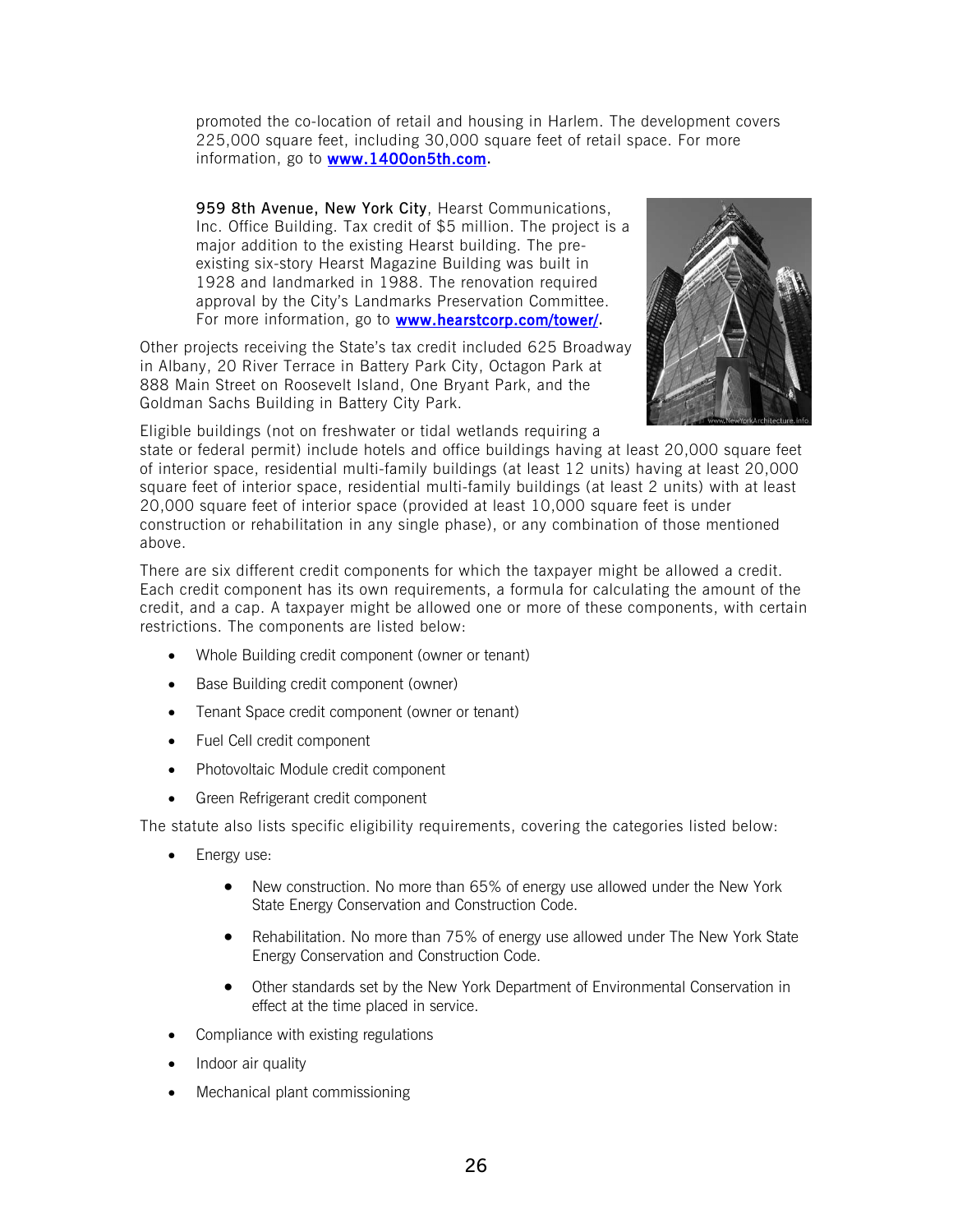promoted the co-location of retail and housing in Harlem. The development covers 225,000 square feet, including 30,000 square feet of retail space. For more information, go to **www.1400on5th.com**.

**959 8th Avenue, New York City**, Hearst Communications, Inc. Office Building. Tax credit of $5 million. The project is a major addition to the existing Hearst building. The pre-existing six-story Hearst Magazine Building was built in 1928 and landmarked in 1988. The renovation required approval by the City's Landmarks Preservation Committee. For more information, go to **www.hearstcorp.com/tower/**.

Other projects receiving the State's tax credit included 625 Broadway in Albany, 20 River Terrace in Battery Park City, Octagon Park at 888 Main Street on Roosevelt Island, One Bryant Park, and the Goldman Sachs Building in Battery City Park.

Eligible buildings (not on freshwater or tidal wetlands requiring a state or federal permit) include hotels and office buildings having at least 20,000 square feet of interior space, residential multi-family buildings (at least 12 units) having at least 20,000 square feet of interior space, residential multi-family buildings (at least 2 units) with at least 20,000 square feet of interior space (provided at least 10,000 square feet is under construction or rehabilitation in any single phase), or any combination of those mentioned above.

There are six different credit components for which the taxpayer might be allowed a credit. Each credit component has its own requirements, a formula for calculating the amount of the credit, and a cap. A taxpayer might be allowed one or more of these components, with certain restrictions. The components are listed below:

- Whole Building credit component (owner or tenant)
- Base Building credit component (owner)
- Tenant Space credit component (owner or tenant)
- Fuel Cell credit component
- Photovoltaic Module credit component
- Green Refrigerant credit component

The statute also lists specific eligibility requirements, covering the categories listed below:

- Energy use:
  - New construction. No more than 65% of energy use allowed under the New York State Energy Conservation and Construction Code.
  - Rehabilitation. No more than 75% of energy use allowed under The New York State Energy Conservation and Construction Code.
  - Other standards set by the New York Department of Environmental Conservation in effect at the time placed in service.
- Compliance with existing regulations
- Indoor air quality
- Mechanical plant commissioning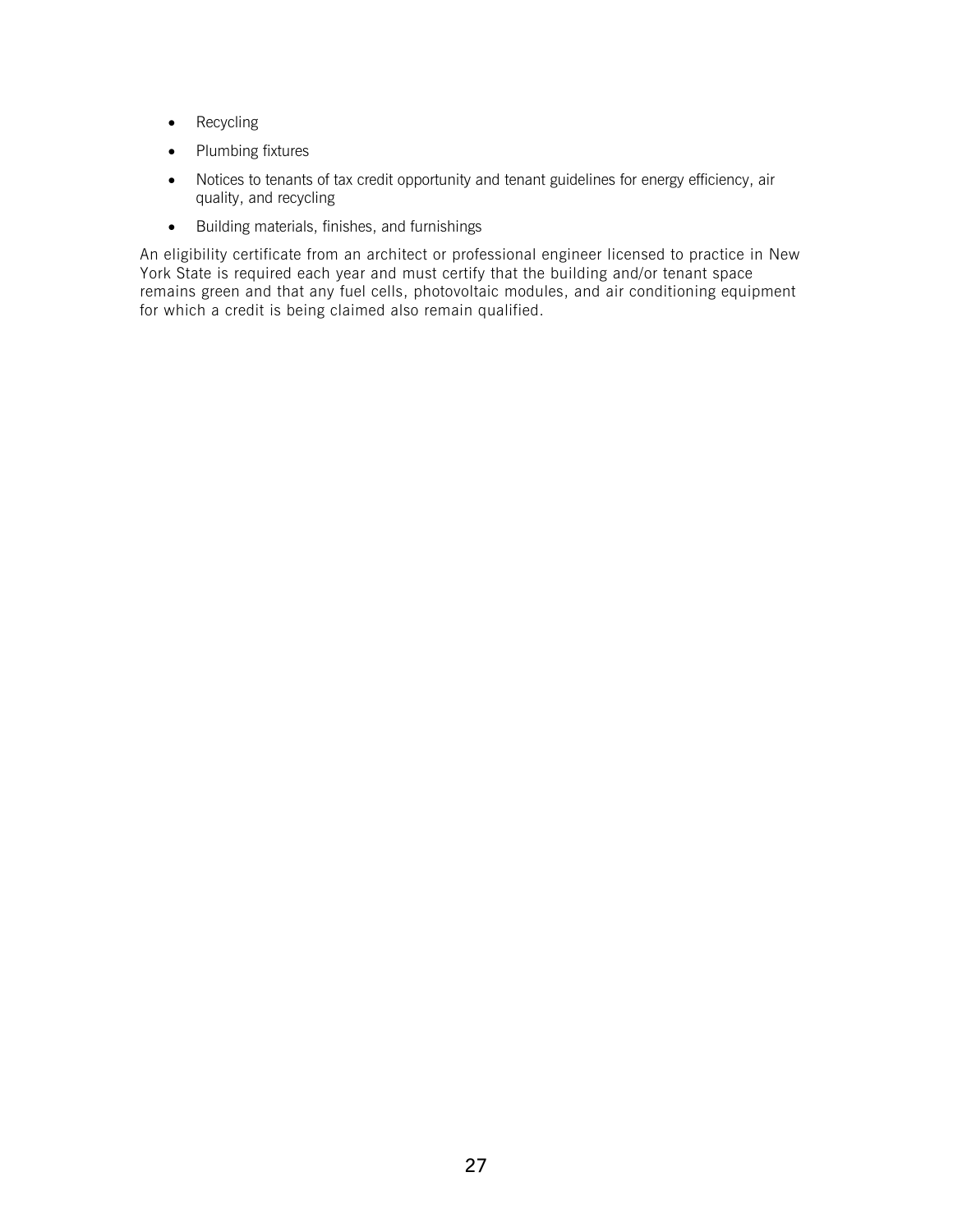- Recycling
- Plumbing fixtures
- Notices to tenants of tax credit opportunity and tenant guidelines for energy efficiency, air quality, and recycling
- Building materials, finishes, and furnishings

An eligibility certificate from an architect or professional engineer licensed to practice in New York State is required each year and must certify that the building and/or tenant space remains green and that any fuel cells, photovoltaic modules, and air conditioning equipment for which a credit is being claimed also remain qualified.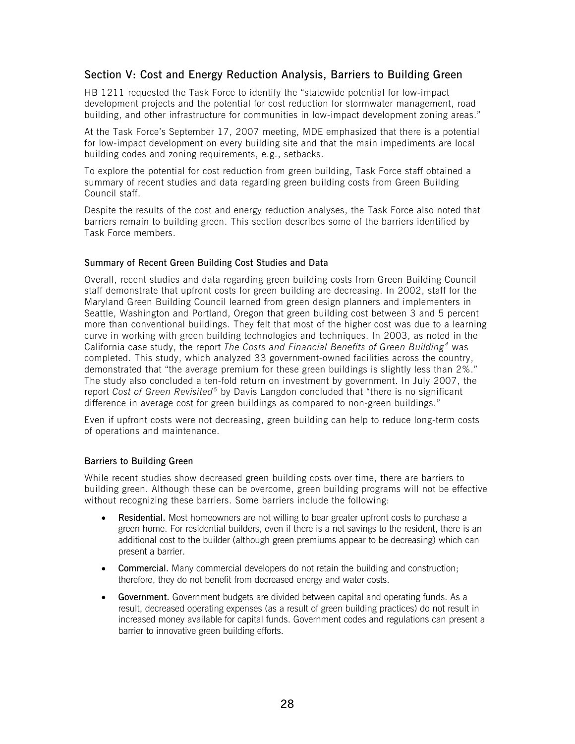## Section V: Cost and Energy Reduction Analysis, Barriers to Building Green

HB 1211 requested the Task Force to identify the "statewide potential for low-impact development projects and the potential for cost reduction for stormwater management, road building, and other infrastructure for communities in low-impact development zoning areas."

At the Task Force's September 17, 2007 meeting, MDE emphasized that there is a potential for low-impact development on every building site and that the main impediments are local building codes and zoning requirements, e.g., setbacks.

To explore the potential for cost reduction from green building, Task Force staff obtained a summary of recent studies and data regarding green building costs from Green Building Council staff.

Despite the results of the cost and energy reduction analyses, the Task Force also noted that barriers remain to building green. This section describes some of the barriers identified by Task Force members.

### Summary of Recent Green Building Cost Studies and Data

Overall, recent studies and data regarding green building costs from Green Building Council staff demonstrate that upfront costs for green building are decreasing. In 2002, staff for the Maryland Green Building Council learned from green design planners and implementers in Seattle, Washington and Portland, Oregon that green building cost between 3 and 5 percent more than conventional buildings. They felt that most of the higher cost was due to a learning curve in working with green building technologies and techniques. In 2003, as noted in the California case study, the report *The Costs and Financial Benefits of Green Building*[4] was completed. This study, which analyzed 33 government-owned facilities across the country, demonstrated that "the average premium for these green buildings is slightly less than 2%." The study also concluded a ten-fold return on investment by government. In July 2007, the report *Cost of Green Revisited*[5] by Davis Langdon concluded that "there is no significant difference in average cost for green buildings as compared to non-green buildings."

Even if upfront costs were not decreasing, green building can help to reduce long-term costs of operations and maintenance.

### Barriers to Building Green

While recent studies show decreased green building costs over time, there are barriers to building green. Although these can be overcome, green building programs will not be effective without recognizing these barriers. Some barriers include the following:

- **Residential.** Most homeowners are not willing to bear greater upfront costs to purchase a green home. For residential builders, even if there is a net savings to the resident, there is an additional cost to the builder (although green premiums appear to be decreasing) which can present a barrier.
- **Commercial.** Many commercial developers do not retain the building and construction; therefore, they do not benefit from decreased energy and water costs.
- **Government.** Government budgets are divided between capital and operating funds. As a result, decreased operating expenses (as a result of green building practices) do not result in increased money available for capital funds. Government codes and regulations can present a barrier to innovative green building efforts.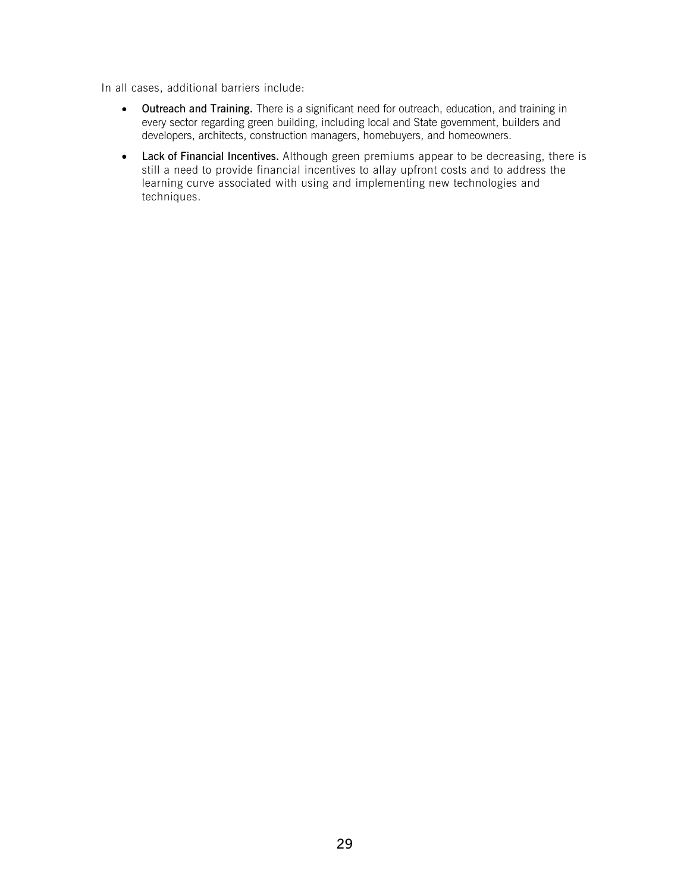In all cases, additional barriers include:

- **Outreach and Training.** There is a significant need for outreach, education, and training in every sector regarding green building, including local and State government, builders and developers, architects, construction managers, homebuyers, and homeowners.
- **Lack of Financial Incentives.** Although green premiums appear to be decreasing, there is still a need to provide financial incentives to allay upfront costs and to address the learning curve associated with using and implementing new technologies and techniques.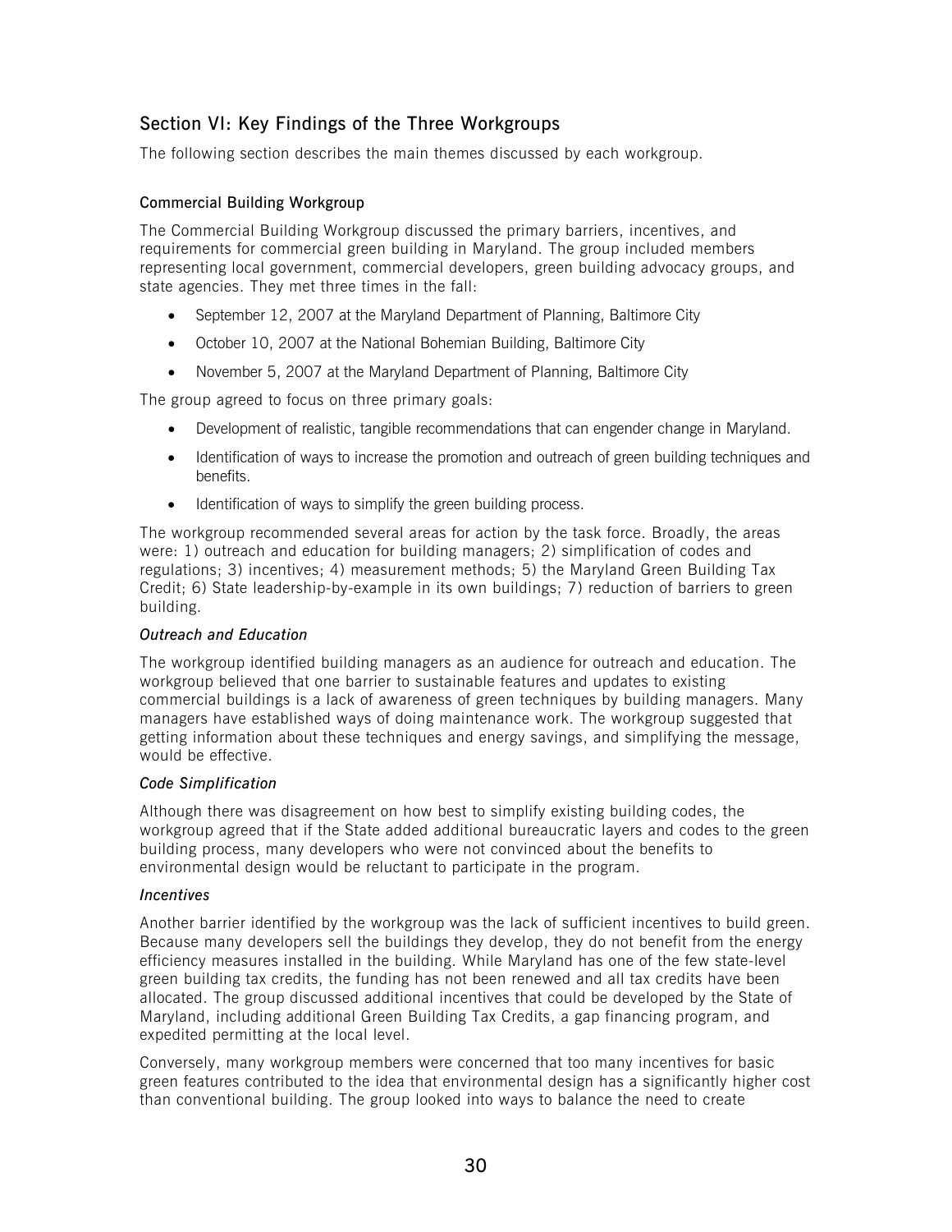## Section VI: Key Findings of the Three Workgroups

The following section describes the main themes discussed by each workgroup.

### Commercial Building Workgroup

The Commercial Building Workgroup discussed the primary barriers, incentives, and requirements for commercial green building in Maryland. The group included members representing local government, commercial developers, green building advocacy groups, and state agencies. They met three times in the fall:

- September 12, 2007 at the Maryland Department of Planning, Baltimore City
- October 10, 2007 at the National Bohemian Building, Baltimore City
- November 5, 2007 at the Maryland Department of Planning, Baltimore City

The group agreed to focus on three primary goals:

- Development of realistic, tangible recommendations that can engender change in Maryland.
- Identification of ways to increase the promotion and outreach of green building techniques and benefits.
- Identification of ways to simplify the green building process.

The workgroup recommended several areas for action by the task force. Broadly, the areas were: 1) outreach and education for building managers; 2) simplification of codes and regulations; 3) incentives; 4) measurement methods; 5) the Maryland Green Building Tax Credit; 6) State leadership-by-example in its own buildings; 7) reduction of barriers to green building.

#### *Outreach and Education*

The workgroup identified building managers as an audience for outreach and education. The workgroup believed that one barrier to sustainable features and updates to existing commercial buildings is a lack of awareness of green techniques by building managers. Many managers have established ways of doing maintenance work. The workgroup suggested that getting information about these techniques and energy savings, and simplifying the message, would be effective.

#### *Code Simplification*

Although there was disagreement on how best to simplify existing building codes, the workgroup agreed that if the State added additional bureaucratic layers and codes to the green building process, many developers who were not convinced about the benefits to environmental design would be reluctant to participate in the program.

#### *Incentives*

Another barrier identified by the workgroup was the lack of sufficient incentives to build green. Because many developers sell the buildings they develop, they do not benefit from the energy efficiency measures installed in the building. While Maryland has one of the few state-level green building tax credits, the funding has not been renewed and all tax credits have been allocated. The group discussed additional incentives that could be developed by the State of Maryland, including additional Green Building Tax Credits, a gap financing program, and expedited permitting at the local level.

Conversely, many workgroup members were concerned that too many incentives for basic green features contributed to the idea that environmental design has a significantly higher cost than conventional building. The group looked into ways to balance the need to create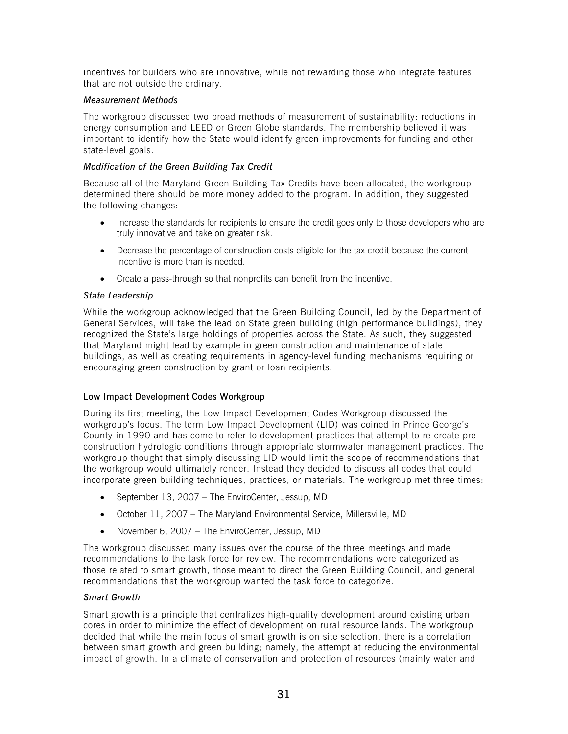incentives for builders who are innovative, while not rewarding those who integrate features that are not outside the ordinary.

*Measurement Methods*

The workgroup discussed two broad methods of measurement of sustainability: reductions in energy consumption and LEED or Green Globe standards. The membership believed it was important to identify how the State would identify green improvements for funding and other state-level goals.

*Modification of the Green Building Tax Credit*

Because all of the Maryland Green Building Tax Credits have been allocated, the workgroup determined there should be more money added to the program. In addition, they suggested the following changes:

- Increase the standards for recipients to ensure the credit goes only to those developers who are truly innovative and take on greater risk.
- Decrease the percentage of construction costs eligible for the tax credit because the current incentive is more than is needed.
- Create a pass-through so that nonprofits can benefit from the incentive.

*State Leadership*

While the workgroup acknowledged that the Green Building Council, led by the Department of General Services, will take the lead on State green building (high performance buildings), they recognized the State's large holdings of properties across the State. As such, they suggested that Maryland might lead by example in green construction and maintenance of state buildings, as well as creating requirements in agency-level funding mechanisms requiring or encouraging green construction by grant or loan recipients.

### Low Impact Development Codes Workgroup

During its first meeting, the Low Impact Development Codes Workgroup discussed the workgroup's focus. The term Low Impact Development (LID) was coined in Prince George's County in 1990 and has come to refer to development practices that attempt to re-create pre-construction hydrologic conditions through appropriate stormwater management practices. The workgroup thought that simply discussing LID would limit the scope of recommendations that the workgroup would ultimately render. Instead they decided to discuss all codes that could incorporate green building techniques, practices, or materials. The workgroup met three times:

- September 13, 2007 – The EnviroCenter, Jessup, MD
- October 11, 2007 – The Maryland Environmental Service, Millersville, MD
- November 6, 2007 – The EnviroCenter, Jessup, MD

The workgroup discussed many issues over the course of the three meetings and made recommendations to the task force for review. The recommendations were categorized as those related to smart growth, those meant to direct the Green Building Council, and general recommendations that the workgroup wanted the task force to categorize.

*Smart Growth*

Smart growth is a principle that centralizes high-quality development around existing urban cores in order to minimize the effect of development on rural resource lands. The workgroup decided that while the main focus of smart growth is on site selection, there is a correlation between smart growth and green building; namely, the attempt at reducing the environmental impact of growth. In a climate of conservation and protection of resources (mainly water and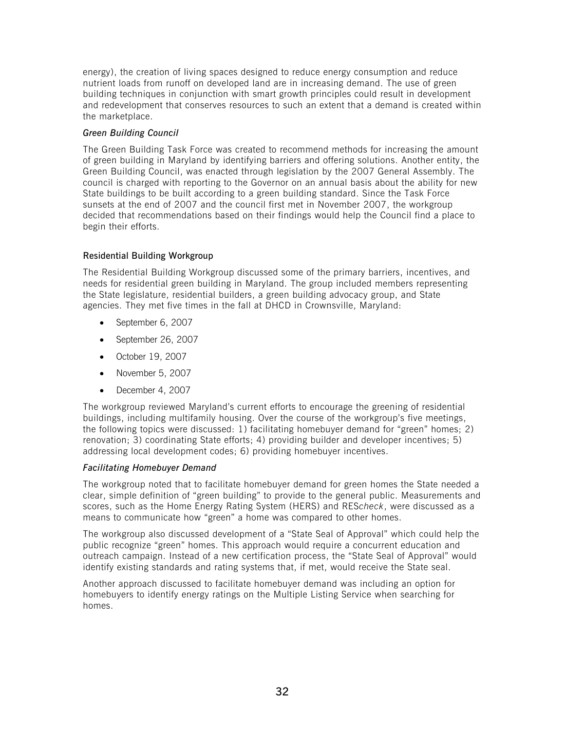energy), the creation of living spaces designed to reduce energy consumption and reduce nutrient loads from runoff on developed land are in increasing demand. The use of green building techniques in conjunction with smart growth principles could result in development and redevelopment that conserves resources to such an extent that a demand is created within the marketplace.

*Green Building Council*

The Green Building Task Force was created to recommend methods for increasing the amount of green building in Maryland by identifying barriers and offering solutions. Another entity, the Green Building Council, was enacted through legislation by the 2007 General Assembly. The council is charged with reporting to the Governor on an annual basis about the ability for new State buildings to be built according to a green building standard. Since the Task Force sunsets at the end of 2007 and the council first met in November 2007, the workgroup decided that recommendations based on their findings would help the Council find a place to begin their efforts.

### Residential Building Workgroup

The Residential Building Workgroup discussed some of the primary barriers, incentives, and needs for residential green building in Maryland. The group included members representing the State legislature, residential builders, a green building advocacy group, and State agencies. They met five times in the fall at DHCD in Crownsville, Maryland:

- September 6, 2007
- September 26, 2007
- October 19, 2007
- November 5, 2007
- December 4, 2007

The workgroup reviewed Maryland's current efforts to encourage the greening of residential buildings, including multifamily housing. Over the course of the workgroup's five meetings, the following topics were discussed: 1) facilitating homebuyer demand for "green" homes; 2) renovation; 3) coordinating State efforts; 4) providing builder and developer incentives; 5) addressing local development codes; 6) providing homebuyer incentives.

*Facilitating Homebuyer Demand*

The workgroup noted that to facilitate homebuyer demand for green homes the State needed a clear, simple definition of "green building" to provide to the general public. Measurements and scores, such as the Home Energy Rating System (HERS) and RES*check*, were discussed as a means to communicate how "green" a home was compared to other homes.

The workgroup also discussed development of a "State Seal of Approval" which could help the public recognize "green" homes. This approach would require a concurrent education and outreach campaign. Instead of a new certification process, the "State Seal of Approval" would identify existing standards and rating systems that, if met, would receive the State seal.

Another approach discussed to facilitate homebuyer demand was including an option for homebuyers to identify energy ratings on the Multiple Listing Service when searching for homes.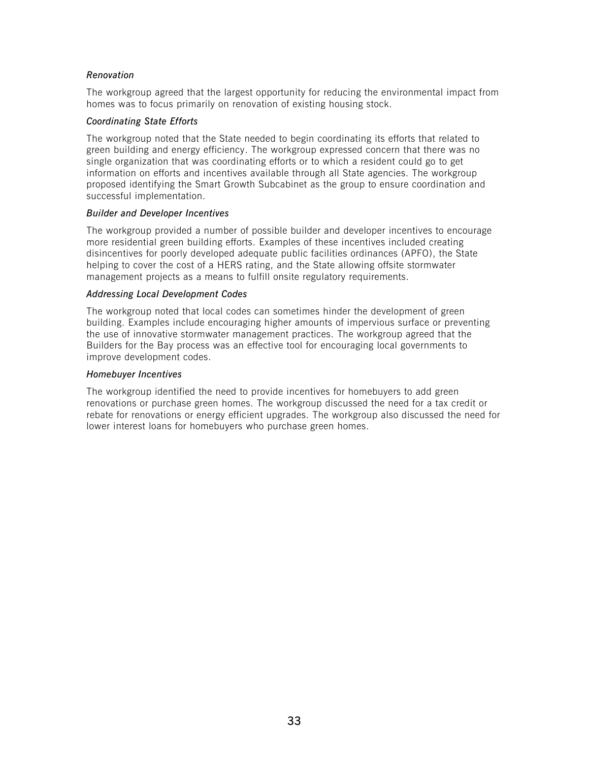*Renovation*

The workgroup agreed that the largest opportunity for reducing the environmental impact from homes was to focus primarily on renovation of existing housing stock.

*Coordinating State Efforts*

The workgroup noted that the State needed to begin coordinating its efforts that related to green building and energy efficiency. The workgroup expressed concern that there was no single organization that was coordinating efforts or to which a resident could go to get information on efforts and incentives available through all State agencies. The workgroup proposed identifying the Smart Growth Subcabinet as the group to ensure coordination and successful implementation.

*Builder and Developer Incentives*

The workgroup provided a number of possible builder and developer incentives to encourage more residential green building efforts. Examples of these incentives included creating disincentives for poorly developed adequate public facilities ordinances (APFO), the State helping to cover the cost of a HERS rating, and the State allowing offsite stormwater management projects as a means to fulfill onsite regulatory requirements.

*Addressing Local Development Codes*

The workgroup noted that local codes can sometimes hinder the development of green building. Examples include encouraging higher amounts of impervious surface or preventing the use of innovative stormwater management practices. The workgroup agreed that the Builders for the Bay process was an effective tool for encouraging local governments to improve development codes.

*Homebuyer Incentives*

The workgroup identified the need to provide incentives for homebuyers to add green renovations or purchase green homes. The workgroup discussed the need for a tax credit or rebate for renovations or energy efficient upgrades. The workgroup also discussed the need for lower interest loans for homebuyers who purchase green homes.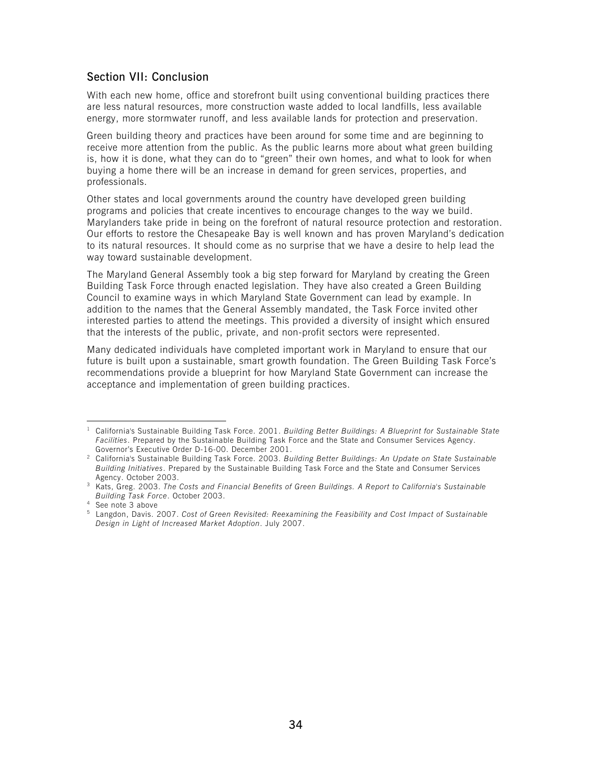## Section VII: Conclusion

With each new home, office and storefront built using conventional building practices there are less natural resources, more construction waste added to local landfills, less available energy, more stormwater runoff, and less available lands for protection and preservation.

Green building theory and practices have been around for some time and are beginning to receive more attention from the public. As the public learns more about what green building is, how it is done, what they can do to "green" their own homes, and what to look for when buying a home there will be an increase in demand for green services, properties, and professionals.

Other states and local governments around the country have developed green building programs and policies that create incentives to encourage changes to the way we build. Marylanders take pride in being on the forefront of natural resource protection and restoration. Our efforts to restore the Chesapeake Bay is well known and has proven Maryland's dedication to its natural resources. It should come as no surprise that we have a desire to help lead the way toward sustainable development.

The Maryland General Assembly took a big step forward for Maryland by creating the Green Building Task Force through enacted legislation. They have also created a Green Building Council to examine ways in which Maryland State Government can lead by example. In addition to the names that the General Assembly mandated, the Task Force invited other interested parties to attend the meetings. This provided a diversity of insight which ensured that the interests of the public, private, and non-profit sectors were represented.

Many dedicated individuals have completed important work in Maryland to ensure that our future is built upon a sustainable, smart growth foundation. The Green Building Task Force's recommendations provide a blueprint for how Maryland State Government can increase the acceptance and implementation of green building practices.

---

[1] California's Sustainable Building Task Force. 2001. *Building Better Buildings: A Blueprint for Sustainable State Facilities*. Prepared by the Sustainable Building Task Force and the State and Consumer Services Agency. Governor's Executive Order D-16-00. December 2001.

[2] California's Sustainable Building Task Force. 2003. *Building Better Buildings: An Update on State Sustainable Building Initiatives*. Prepared by the Sustainable Building Task Force and the State and Consumer Services Agency. October 2003.

[3] Kats, Greg. 2003. *The Costs and Financial Benefits of Green Buildings. A Report to California's Sustainable Building Task Force*. October 2003.

[4] See note 3 above

[5] Langdon, Davis. 2007. *Cost of Green Revisited: Reexamining the Feasibility and Cost Impact of Sustainable Design in Light of Increased Market Adoption*. July 2007.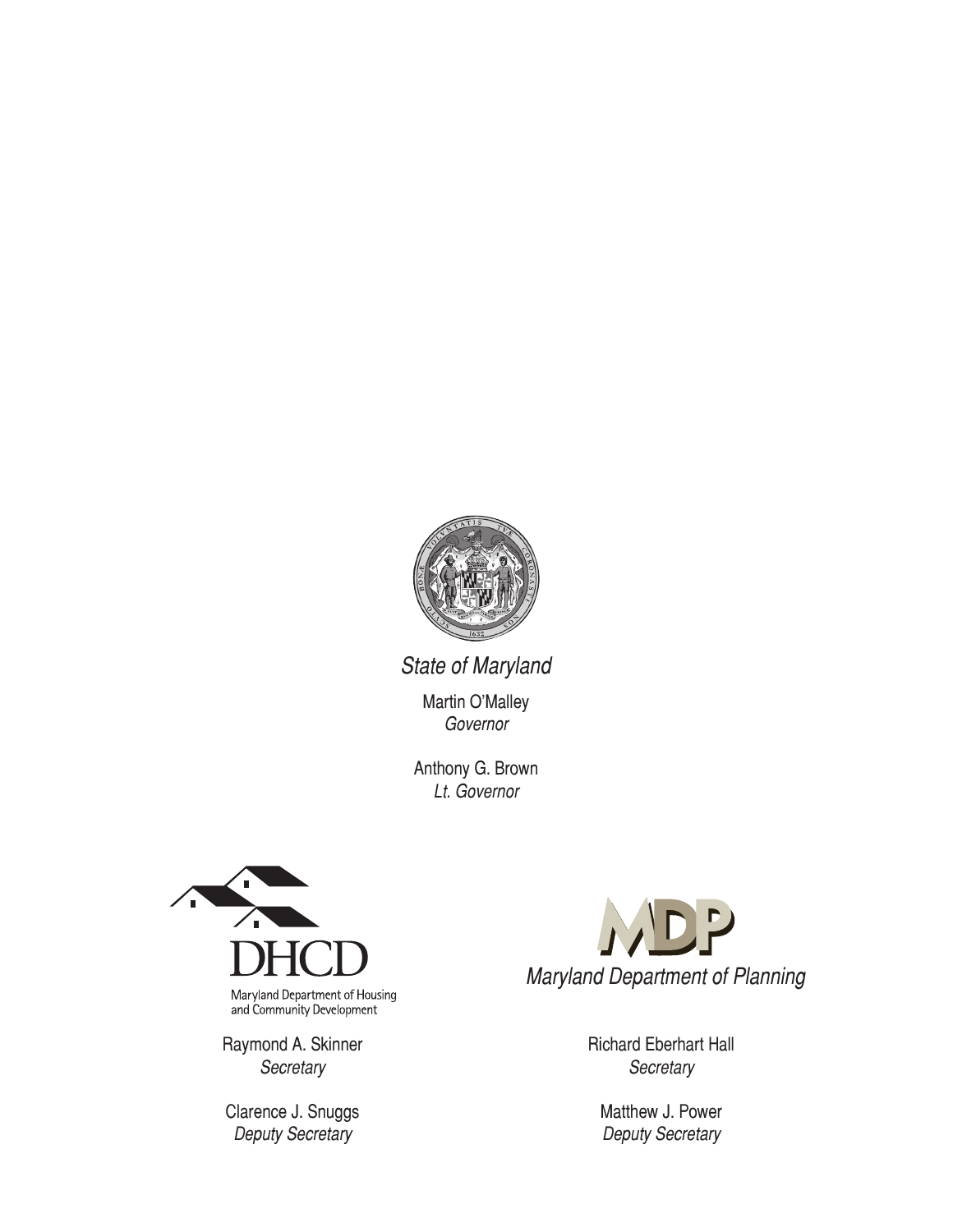*State of Maryland*

Martin O'Malley
*Governor*

Anthony G. Brown
*Lt. Governor*

DHCD

Maryland Department of Housing and Community Development

Raymond A. Skinner
*Secretary*

Clarence J. Snuggs
*Deputy Secretary*

MDP

*Maryland Department of Planning*

Richard Eberhart Hall
*Secretary*

Matthew J. Power
*Deputy Secretary*